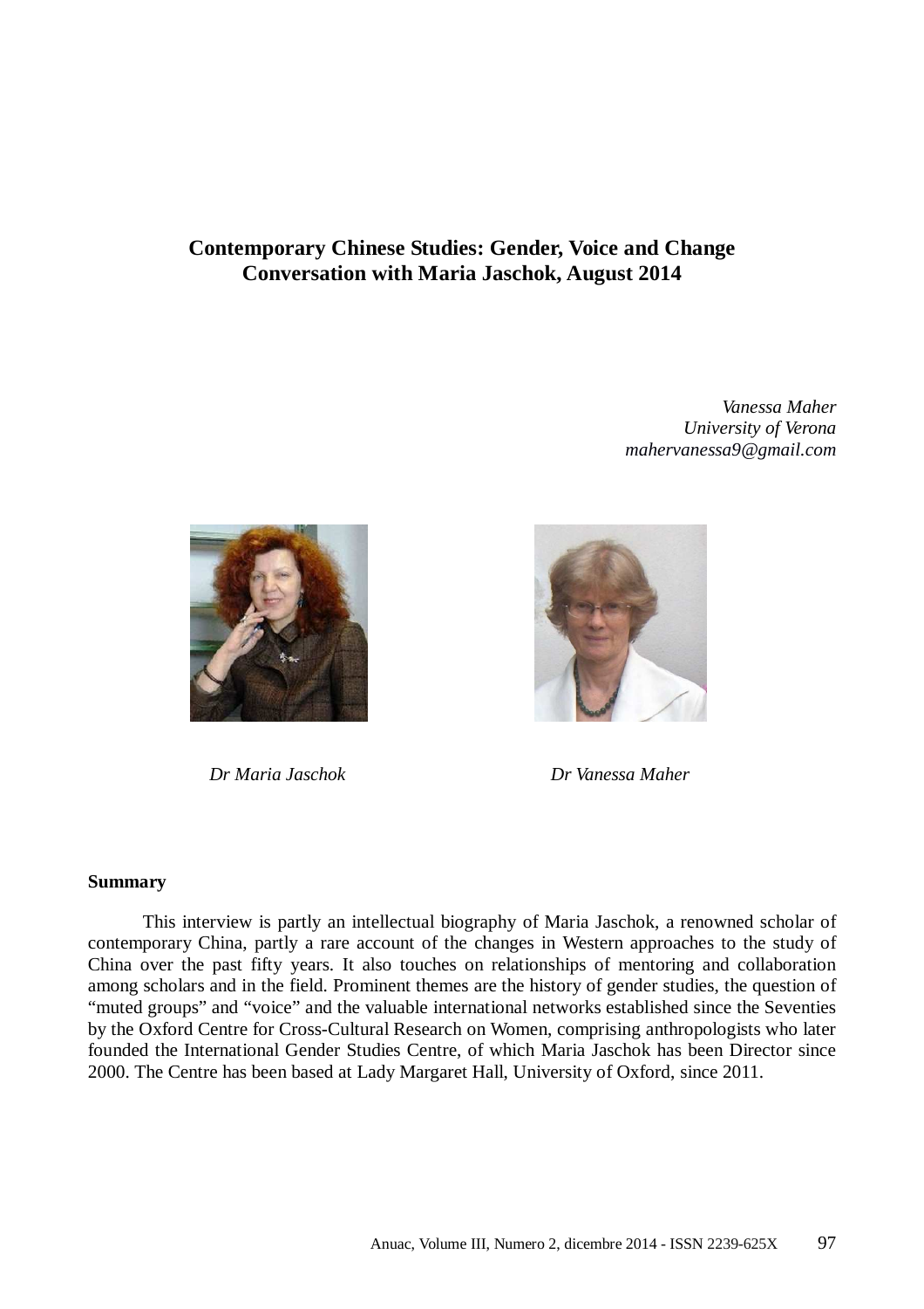# Contemporary Chinese Studies: Gender, Voice and Change
## Conversation with Maria Jaschok, August 2014

*Vanessa Maher*
*University of Verona*
*mahervanessa9@gmail.com*

*Dr Maria Jaschok*

*Dr Vanessa Maher*

**Summary**

This interview is partly an intellectual biography of Maria Jaschok, a renowned scholar of contemporary China, partly a rare account of the changes in Western approaches to the study of China over the past fifty years. It also touches on relationships of mentoring and collaboration among scholars and in the field. Prominent themes are the history of gender studies, the question of "muted groups" and "voice" and the valuable international networks established since the Seventies by the Oxford Centre for Cross-Cultural Research on Women, comprising anthropologists who later founded the International Gender Studies Centre, of which Maria Jaschok has been Director since 2000. The Centre has been based at Lady Margaret Hall, University of Oxford, since 2011.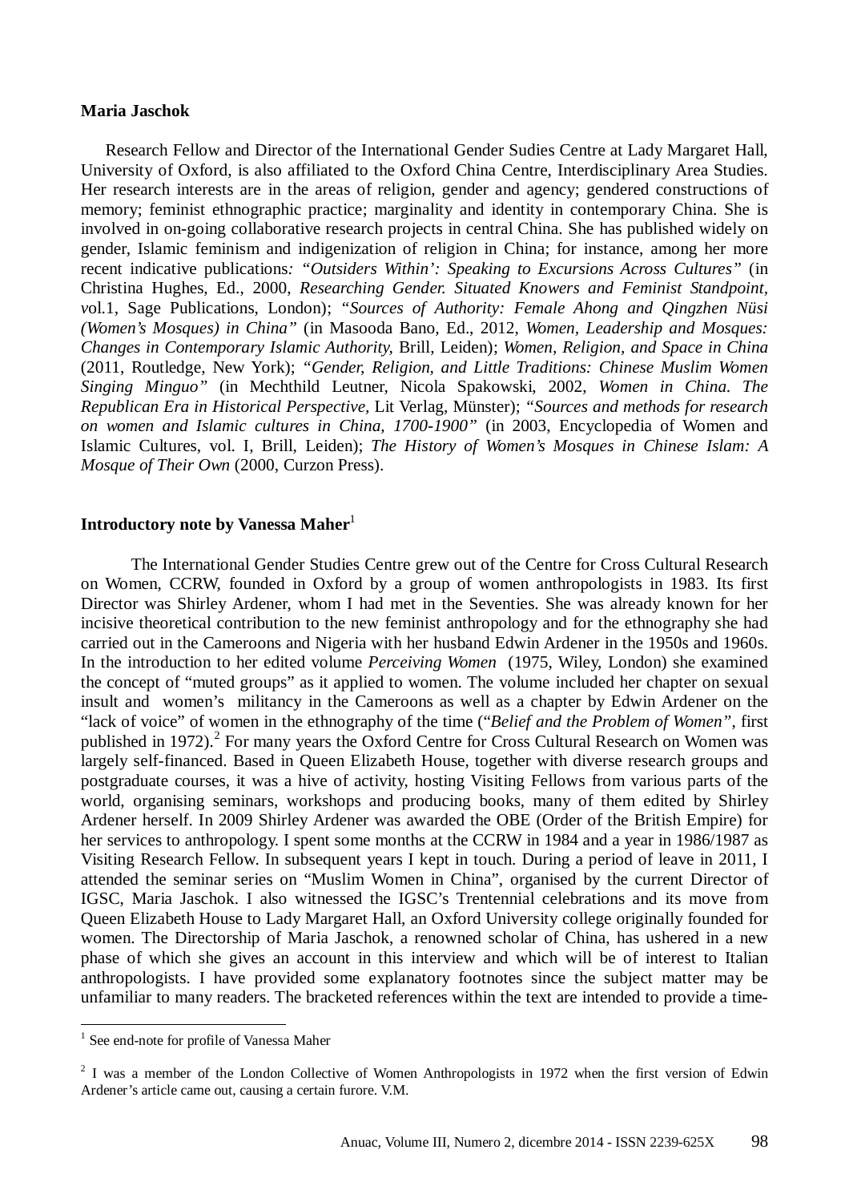**Maria Jaschok**

Research Fellow and Director of the International Gender Sudies Centre at Lady Margaret Hall, University of Oxford, is also affiliated to the Oxford China Centre, Interdisciplinary Area Studies. Her research interests are in the areas of religion, gender and agency; gendered constructions of memory; feminist ethnographic practice; marginality and identity in contemporary China. She is involved in on-going collaborative research projects in central China. She has published widely on gender, Islamic feminism and indigenization of religion in China; for instance, among her more recent indicative publications*: "Outsiders Within': Speaking to Excursions Across Cultures"* (in Christina Hughes, Ed., 2000, *Researching Gender. Situated Knowers and Feminist Standpoint, v*ol.1, Sage Publications, London); *"Sources of Authority: Female Ahong and Qingzhen Nüsi (Women's Mosques) in China"* (in Masooda Bano, Ed., 2012, *Women, Leadership and Mosques: Changes in Contemporary Islamic Authority*, Brill, Leiden); *Women, Religion, and Space in China* (2011, Routledge, New York); *"Gender, Religion, and Little Traditions: Chinese Muslim Women Singing Minguo"* (in Mechthild Leutner, Nicola Spakowski, 2002, *Women in China. The Republican Era in Historical Perspective*, Lit Verlag, Münster); *"Sources and methods for research on women and Islamic cultures in China, 1700-1900"* (in 2003, Encyclopedia of Women and Islamic Cultures, vol. I, Brill, Leiden); *The History of Women's Mosques in Chinese Islam: A Mosque of Their Own* (2000, Curzon Press).

**Introductory note by Vanessa Maher**[1]

The International Gender Studies Centre grew out of the Centre for Cross Cultural Research on Women, CCRW, founded in Oxford by a group of women anthropologists in 1983. Its first Director was Shirley Ardener, whom I had met in the Seventies. She was already known for her incisive theoretical contribution to the new feminist anthropology and for the ethnography she had carried out in the Cameroons and Nigeria with her husband Edwin Ardener in the 1950s and 1960s. In the introduction to her edited volume *Perceiving Women* (1975, Wiley, London) she examined the concept of "muted groups" as it applied to women. The volume included her chapter on sexual insult and women's militancy in the Cameroons as well as a chapter by Edwin Ardener on the "lack of voice" of women in the ethnography of the time ("*Belief and the Problem of Women"*, first published in 1972).[2] For many years the Oxford Centre for Cross Cultural Research on Women was largely self-financed. Based in Queen Elizabeth House, together with diverse research groups and postgraduate courses, it was a hive of activity, hosting Visiting Fellows from various parts of the world, organising seminars, workshops and producing books, many of them edited by Shirley Ardener herself. In 2009 Shirley Ardener was awarded the OBE (Order of the British Empire) for her services to anthropology. I spent some months at the CCRW in 1984 and a year in 1986/1987 as Visiting Research Fellow. In subsequent years I kept in touch. During a period of leave in 2011, I attended the seminar series on "Muslim Women in China", organised by the current Director of IGSC, Maria Jaschok. I also witnessed the IGSC's Trentennial celebrations and its move from Queen Elizabeth House to Lady Margaret Hall, an Oxford University college originally founded for women. The Directorship of Maria Jaschok, a renowned scholar of China, has ushered in a new phase of which she gives an account in this interview and which will be of interest to Italian anthropologists. I have provided some explanatory footnotes since the subject matter may be unfamiliar to many readers. The bracketed references within the text are intended to provide a time-

[1] See end-note for profile of Vanessa Maher

[2] I was a member of the London Collective of Women Anthropologists in 1972 when the first version of Edwin Ardener's article came out, causing a certain furore. V.M.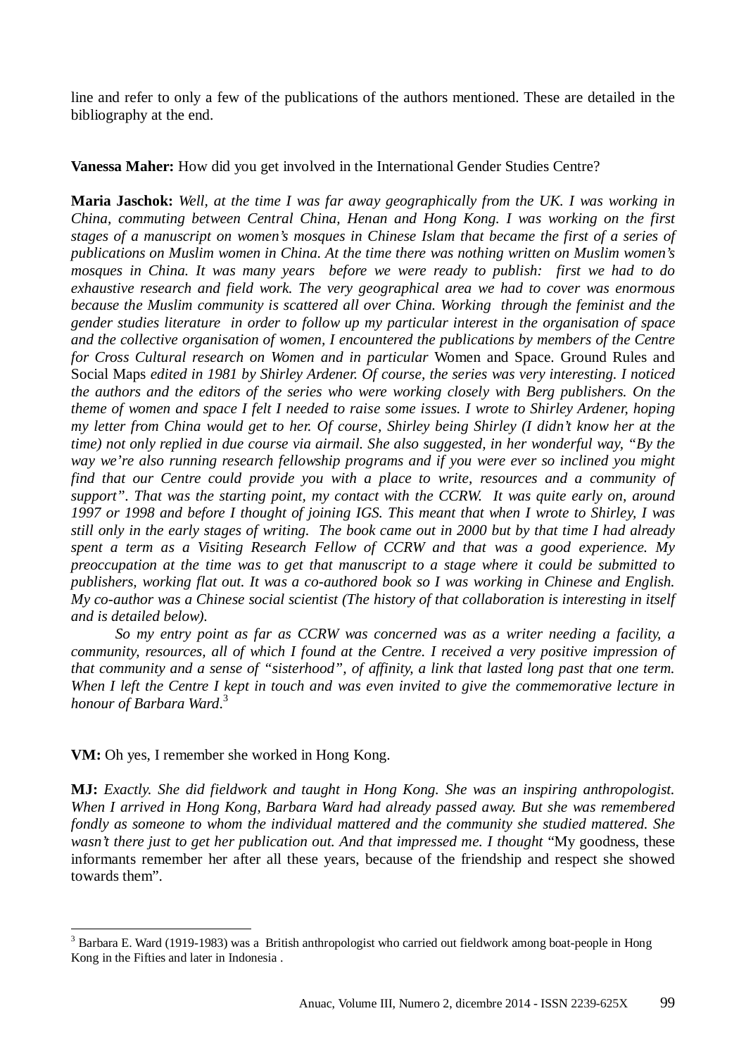line and refer to only a few of the publications of the authors mentioned. These are detailed in the bibliography at the end.

**Vanessa Maher:** How did you get involved in the International Gender Studies Centre?

**Maria Jaschok:** *Well, at the time I was far away geographically from the UK. I was working in China, commuting between Central China, Henan and Hong Kong. I was working on the first stages of a manuscript on women's mosques in Chinese Islam that became the first of a series of publications on Muslim women in China. At the time there was nothing written on Muslim women's mosques in China. It was many years before we were ready to publish: first we had to do exhaustive research and field work. The very geographical area we had to cover was enormous because the Muslim community is scattered all over China. Working through the feminist and the gender studies literature in order to follow up my particular interest in the organisation of space and the collective organisation of women, I encountered the publications by members of the Centre for Cross Cultural research on Women and in particular* Women and Space. Ground Rules and Social Maps *edited in 1981 by Shirley Ardener. Of course, the series was very interesting. I noticed the authors and the editors of the series who were working closely with Berg publishers. On the theme of women and space I felt I needed to raise some issues. I wrote to Shirley Ardener, hoping my letter from China would get to her. Of course, Shirley being Shirley (I didn't know her at the time) not only replied in due course via airmail. She also suggested, in her wonderful way, "By the way we're also running research fellowship programs and if you were ever so inclined you might find that our Centre could provide you with a place to write, resources and a community of support". That was the starting point, my contact with the CCRW. It was quite early on, around 1997 or 1998 and before I thought of joining IGS. This meant that when I wrote to Shirley, I was still only in the early stages of writing. The book came out in 2000 but by that time I had already spent a term as a Visiting Research Fellow of CCRW and that was a good experience. My preoccupation at the time was to get that manuscript to a stage where it could be submitted to publishers, working flat out. It was a co-authored book so I was working in Chinese and English. My co-author was a Chinese social scientist (The history of that collaboration is interesting in itself and is detailed below).*

*So my entry point as far as CCRW was concerned was as a writer needing a facility, a community, resources, all of which I found at the Centre. I received a very positive impression of that community and a sense of "sisterhood", of affinity, a link that lasted long past that one term. When I left the Centre I kept in touch and was even invited to give the commemorative lecture in honour of Barbara Ward.*[3]

**VM:** Oh yes, I remember she worked in Hong Kong.

**MJ:** *Exactly. She did fieldwork and taught in Hong Kong. She was an inspiring anthropologist. When I arrived in Hong Kong, Barbara Ward had already passed away. But she was remembered fondly as someone to whom the individual mattered and the community she studied mattered. She wasn't there just to get her publication out. And that impressed me. I thought* "My goodness, these informants remember her after all these years, because of the friendship and respect she showed towards them".

[3] Barbara E. Ward (1919-1983) was a British anthropologist who carried out fieldwork among boat-people in Hong Kong in the Fifties and later in Indonesia .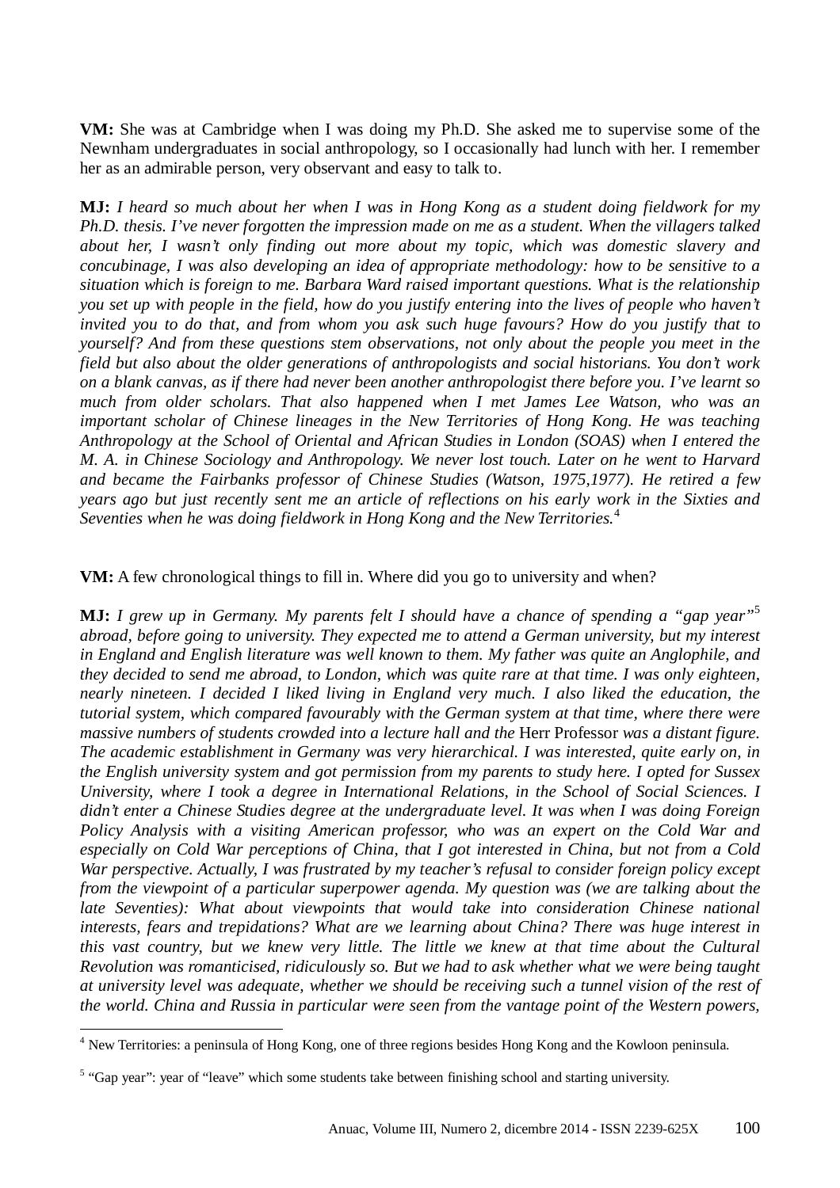**VM:** She was at Cambridge when I was doing my Ph.D. She asked me to supervise some of the Newnham undergraduates in social anthropology, so I occasionally had lunch with her. I remember her as an admirable person, very observant and easy to talk to.

**MJ:** *I heard so much about her when I was in Hong Kong as a student doing fieldwork for my Ph.D. thesis. I've never forgotten the impression made on me as a student. When the villagers talked about her, I wasn't only finding out more about my topic, which was domestic slavery and concubinage, I was also developing an idea of appropriate methodology: how to be sensitive to a situation which is foreign to me. Barbara Ward raised important questions. What is the relationship you set up with people in the field, how do you justify entering into the lives of people who haven't invited you to do that, and from whom you ask such huge favours? How do you justify that to yourself? And from these questions stem observations, not only about the people you meet in the field but also about the older generations of anthropologists and social historians. You don't work on a blank canvas, as if there had never been another anthropologist there before you. I've learnt so much from older scholars. That also happened when I met James Lee Watson, who was an important scholar of Chinese lineages in the New Territories of Hong Kong. He was teaching Anthropology at the School of Oriental and African Studies in London (SOAS) when I entered the M. A. in Chinese Sociology and Anthropology. We never lost touch. Later on he went to Harvard and became the Fairbanks professor of Chinese Studies (Watson, 1975,1977). He retired a few years ago but just recently sent me an article of reflections on his early work in the Sixties and Seventies when he was doing fieldwork in Hong Kong and the New Territories.*[4]

**VM:** A few chronological things to fill in. Where did you go to university and when?

**MJ:** *I grew up in Germany. My parents felt I should have a chance of spending a "gap year"*[5] *abroad, before going to university. They expected me to attend a German university, but my interest in England and English literature was well known to them. My father was quite an Anglophile, and they decided to send me abroad, to London, which was quite rare at that time. I was only eighteen, nearly nineteen. I decided I liked living in England very much. I also liked the education, the tutorial system, which compared favourably with the German system at that time, where there were massive numbers of students crowded into a lecture hall and the* Herr Professor *was a distant figure. The academic establishment in Germany was very hierarchical. I was interested, quite early on, in the English university system and got permission from my parents to study here. I opted for Sussex University, where I took a degree in International Relations, in the School of Social Sciences. I didn't enter a Chinese Studies degree at the undergraduate level. It was when I was doing Foreign Policy Analysis with a visiting American professor, who was an expert on the Cold War and especially on Cold War perceptions of China, that I got interested in China, but not from a Cold War perspective. Actually, I was frustrated by my teacher's refusal to consider foreign policy except from the viewpoint of a particular superpower agenda. My question was (we are talking about the late Seventies): What about viewpoints that would take into consideration Chinese national interests, fears and trepidations? What are we learning about China? There was huge interest in this vast country, but we knew very little. The little we knew at that time about the Cultural Revolution was romanticised, ridiculously so. But we had to ask whether what we were being taught at university level was adequate, whether we should be receiving such a tunnel vision of the rest of the world. China and Russia in particular were seen from the vantage point of the Western powers,*

---

[4] New Territories: a peninsula of Hong Kong, one of three regions besides Hong Kong and the Kowloon peninsula.

[5] "Gap year": year of "leave" which some students take between finishing school and starting university.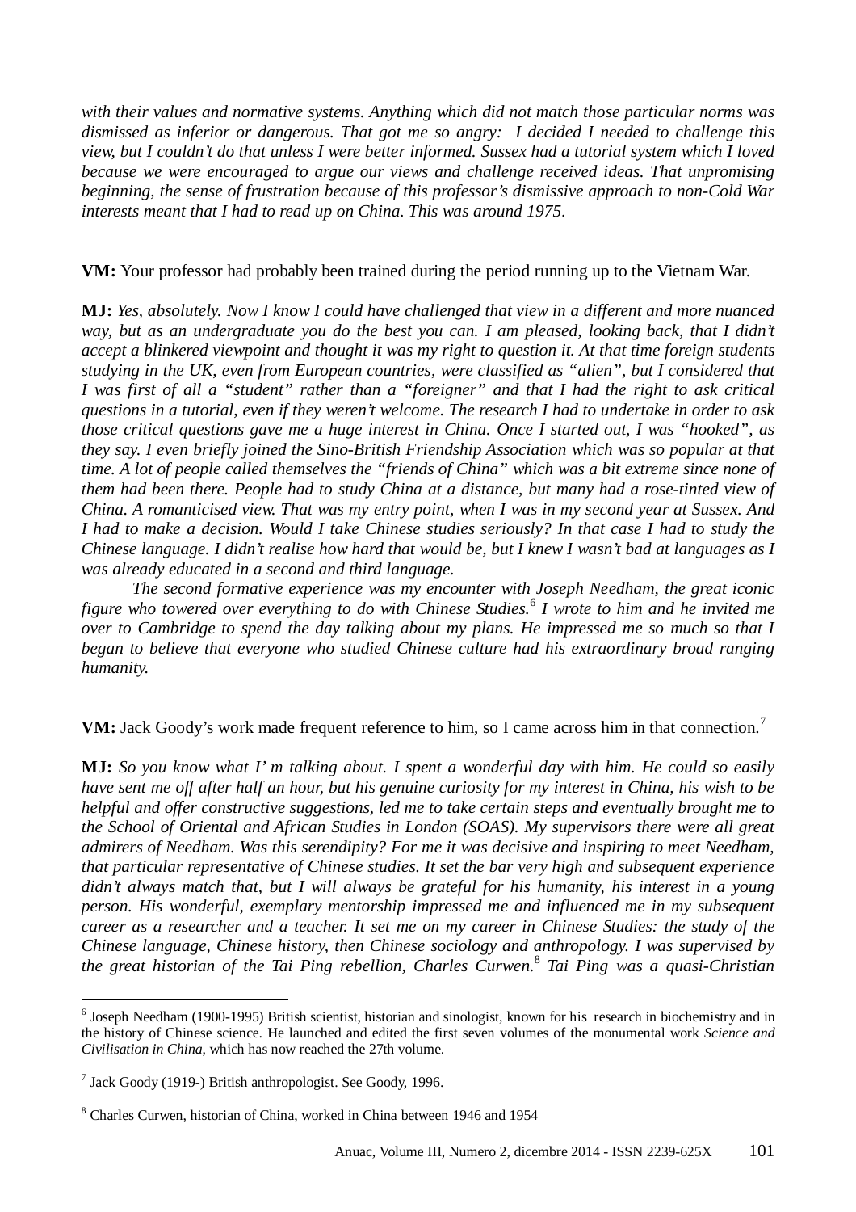*with their values and normative systems. Anything which did not match those particular norms was dismissed as inferior or dangerous. That got me so angry: I decided I needed to challenge this view, but I couldn't do that unless I were better informed. Sussex had a tutorial system which I loved because we were encouraged to argue our views and challenge received ideas. That unpromising beginning, the sense of frustration because of this professor's dismissive approach to non-Cold War interests meant that I had to read up on China. This was around 1975.*

**VM:** Your professor had probably been trained during the period running up to the Vietnam War.

**MJ:** *Yes, absolutely. Now I know I could have challenged that view in a different and more nuanced way, but as an undergraduate you do the best you can. I am pleased, looking back, that I didn't accept a blinkered viewpoint and thought it was my right to question it. At that time foreign students studying in the UK, even from European countries, were classified as "alien", but I considered that I was first of all a "student" rather than a "foreigner" and that I had the right to ask critical questions in a tutorial, even if they weren't welcome. The research I had to undertake in order to ask those critical questions gave me a huge interest in China. Once I started out, I was "hooked", as they say. I even briefly joined the Sino-British Friendship Association which was so popular at that time. A lot of people called themselves the "friends of China" which was a bit extreme since none of them had been there. People had to study China at a distance, but many had a rose-tinted view of China. A romanticised view. That was my entry point, when I was in my second year at Sussex. And I had to make a decision. Would I take Chinese studies seriously? In that case I had to study the Chinese language. I didn't realise how hard that would be, but I knew I wasn't bad at languages as I was already educated in a second and third language.*

*The second formative experience was my encounter with Joseph Needham, the great iconic figure who towered over everything to do with Chinese Studies.*[6] *I wrote to him and he invited me over to Cambridge to spend the day talking about my plans. He impressed me so much so that I began to believe that everyone who studied Chinese culture had his extraordinary broad ranging humanity.*

**VM:** Jack Goody's work made frequent reference to him, so I came across him in that connection.[7]

**MJ:** *So you know what I' m talking about. I spent a wonderful day with him. He could so easily have sent me off after half an hour, but his genuine curiosity for my interest in China, his wish to be helpful and offer constructive suggestions, led me to take certain steps and eventually brought me to the School of Oriental and African Studies in London (SOAS). My supervisors there were all great admirers of Needham. Was this serendipity? For me it was decisive and inspiring to meet Needham, that particular representative of Chinese studies. It set the bar very high and subsequent experience didn't always match that, but I will always be grateful for his humanity, his interest in a young person. His wonderful, exemplary mentorship impressed me and influenced me in my subsequent career as a researcher and a teacher. It set me on my career in Chinese Studies: the study of the Chinese language, Chinese history, then Chinese sociology and anthropology. I was supervised by the great historian of the Tai Ping rebellion, Charles Curwen.*[8] *Tai Ping was a quasi-Christian*

---

[6] Joseph Needham (1900-1995) British scientist, historian and sinologist, known for his research in biochemistry and in the history of Chinese science. He launched and edited the first seven volumes of the monumental work *Science and Civilisation in China*, which has now reached the 27th volume.

[7] Jack Goody (1919-) British anthropologist. See Goody, 1996.

[8] Charles Curwen, historian of China, worked in China between 1946 and 1954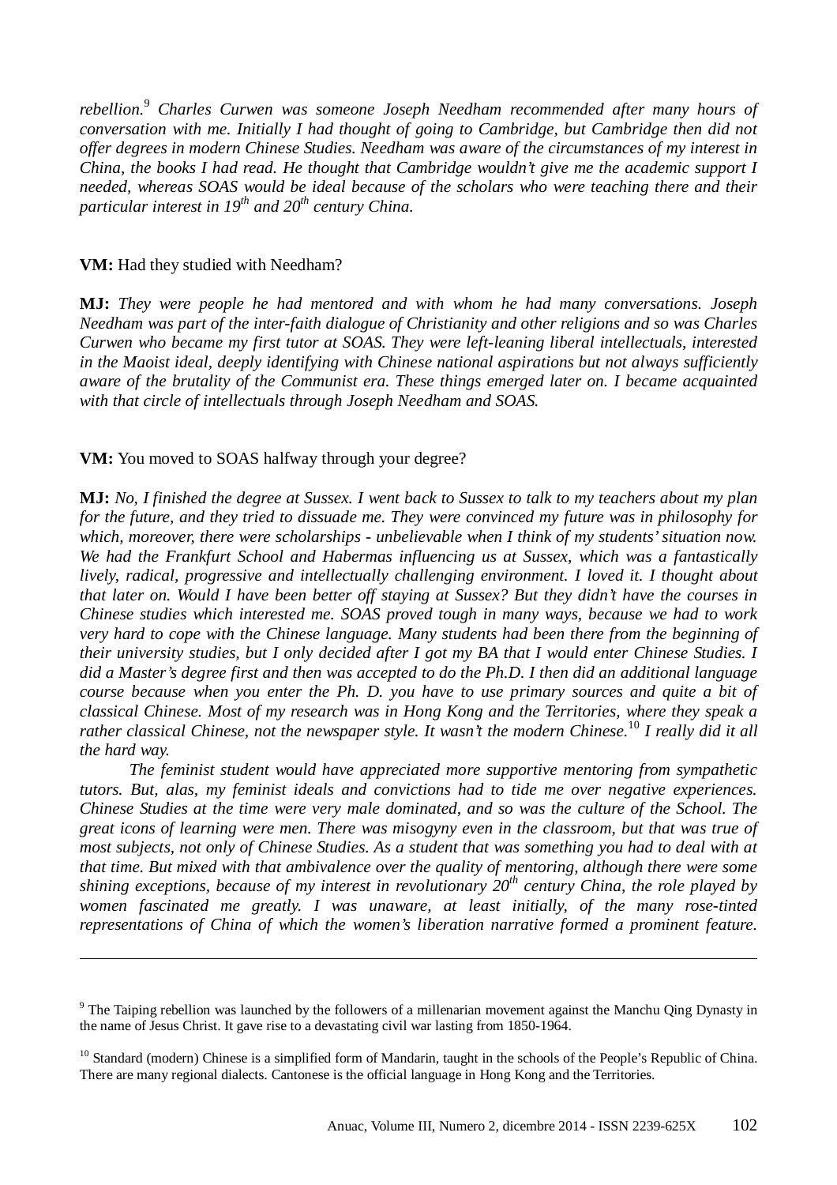*rebellion.*[9] *Charles Curwen was someone Joseph Needham recommended after many hours of conversation with me. Initially I had thought of going to Cambridge, but Cambridge then did not offer degrees in modern Chinese Studies. Needham was aware of the circumstances of my interest in China, the books I had read. He thought that Cambridge wouldn't give me the academic support I needed, whereas SOAS would be ideal because of the scholars who were teaching there and their particular interest in 19th and 20th century China.*

**VM:** Had they studied with Needham?

**MJ:** *They were people he had mentored and with whom he had many conversations. Joseph Needham was part of the inter-faith dialogue of Christianity and other religions and so was Charles Curwen who became my first tutor at SOAS. They were left-leaning liberal intellectuals, interested in the Maoist ideal, deeply identifying with Chinese national aspirations but not always sufficiently aware of the brutality of the Communist era. These things emerged later on. I became acquainted with that circle of intellectuals through Joseph Needham and SOAS.*

**VM:** You moved to SOAS halfway through your degree?

**MJ:** *No, I finished the degree at Sussex. I went back to Sussex to talk to my teachers about my plan for the future, and they tried to dissuade me. They were convinced my future was in philosophy for which, moreover, there were scholarships - unbelievable when I think of my students' situation now. We had the Frankfurt School and Habermas influencing us at Sussex, which was a fantastically lively, radical, progressive and intellectually challenging environment. I loved it. I thought about that later on. Would I have been better off staying at Sussex? But they didn't have the courses in Chinese studies which interested me. SOAS proved tough in many ways, because we had to work very hard to cope with the Chinese language. Many students had been there from the beginning of their university studies, but I only decided after I got my BA that I would enter Chinese Studies. I did a Master's degree first and then was accepted to do the Ph.D. I then did an additional language course because when you enter the Ph. D. you have to use primary sources and quite a bit of classical Chinese. Most of my research was in Hong Kong and the Territories, where they speak a rather classical Chinese, not the newspaper style. It wasn't the modern Chinese.*[10] *I really did it all the hard way.*

*The feminist student would have appreciated more supportive mentoring from sympathetic tutors. But, alas, my feminist ideals and convictions had to tide me over negative experiences. Chinese Studies at the time were very male dominated, and so was the culture of the School. The great icons of learning were men. There was misogyny even in the classroom, but that was true of most subjects, not only of Chinese Studies. As a student that was something you had to deal with at that time. But mixed with that ambivalence over the quality of mentoring, although there were some shining exceptions, because of my interest in revolutionary 20th century China, the role played by women fascinated me greatly. I was unaware, at least initially, of the many rose-tinted representations of China of which the women's liberation narrative formed a prominent feature.*

---

[9] The Taiping rebellion was launched by the followers of a millenarian movement against the Manchu Qing Dynasty in the name of Jesus Christ. It gave rise to a devastating civil war lasting from 1850-1964.

[10] Standard (modern) Chinese is a simplified form of Mandarin, taught in the schools of the People's Republic of China. There are many regional dialects. Cantonese is the official language in Hong Kong and the Territories.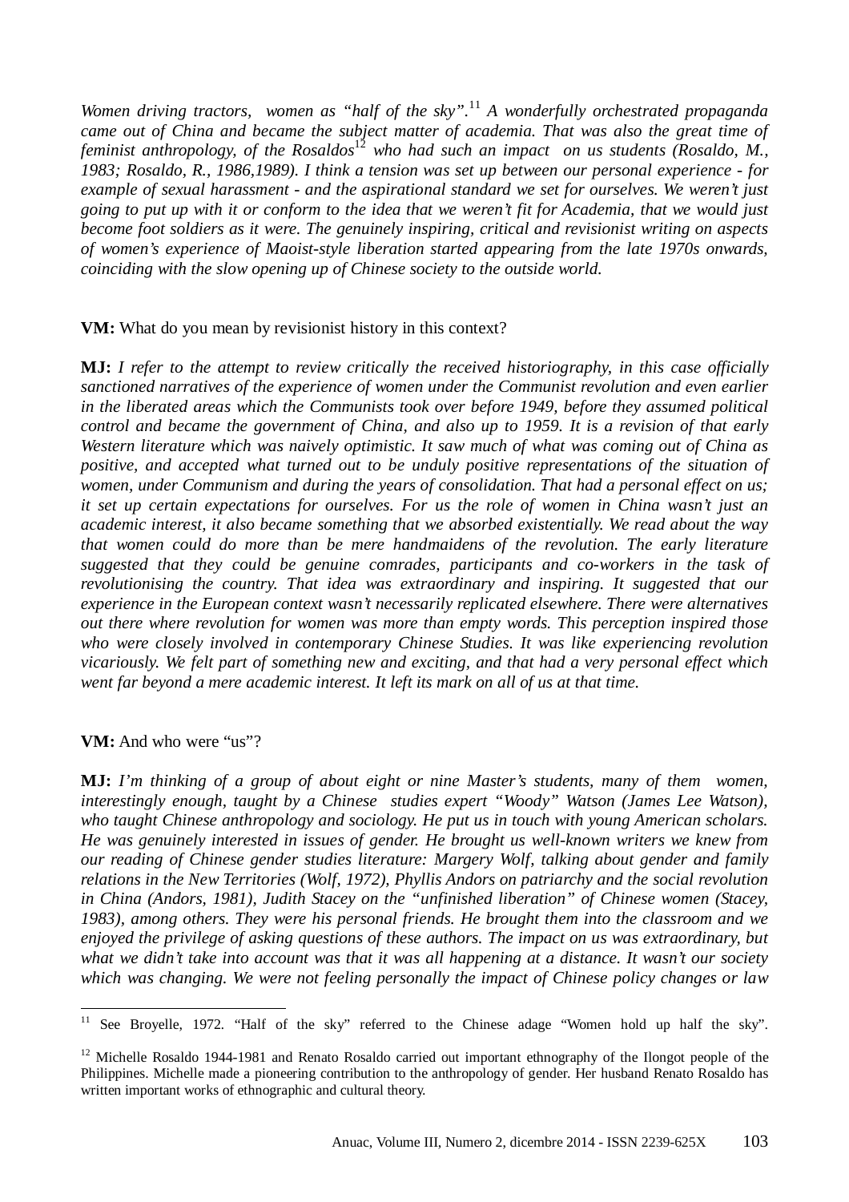*Women driving tractors, women as "half of the sky".*[11] *A wonderfully orchestrated propaganda came out of China and became the subject matter of academia. That was also the great time of feminist anthropology, of the Rosaldos*[12] *who had such an impact on us students (Rosaldo, M., 1983; Rosaldo, R., 1986,1989). I think a tension was set up between our personal experience - for example of sexual harassment - and the aspirational standard we set for ourselves. We weren't just going to put up with it or conform to the idea that we weren't fit for Academia, that we would just become foot soldiers as it were. The genuinely inspiring, critical and revisionist writing on aspects of women's experience of Maoist-style liberation started appearing from the late 1970s onwards, coinciding with the slow opening up of Chinese society to the outside world.*

**VM:** What do you mean by revisionist history in this context?

**MJ:** *I refer to the attempt to review critically the received historiography, in this case officially sanctioned narratives of the experience of women under the Communist revolution and even earlier in the liberated areas which the Communists took over before 1949, before they assumed political control and became the government of China, and also up to 1959. It is a revision of that early Western literature which was naively optimistic. It saw much of what was coming out of China as positive, and accepted what turned out to be unduly positive representations of the situation of women, under Communism and during the years of consolidation. That had a personal effect on us; it set up certain expectations for ourselves. For us the role of women in China wasn't just an academic interest, it also became something that we absorbed existentially. We read about the way that women could do more than be mere handmaidens of the revolution. The early literature suggested that they could be genuine comrades, participants and co-workers in the task of revolutionising the country. That idea was extraordinary and inspiring. It suggested that our experience in the European context wasn't necessarily replicated elsewhere. There were alternatives out there where revolution for women was more than empty words. This perception inspired those who were closely involved in contemporary Chinese Studies. It was like experiencing revolution vicariously. We felt part of something new and exciting, and that had a very personal effect which went far beyond a mere academic interest. It left its mark on all of us at that time.*

**VM:** And who were "us"?

**MJ:** *I'm thinking of a group of about eight or nine Master's students, many of them women, interestingly enough, taught by a Chinese studies expert "Woody" Watson (James Lee Watson), who taught Chinese anthropology and sociology. He put us in touch with young American scholars. He was genuinely interested in issues of gender. He brought us well-known writers we knew from our reading of Chinese gender studies literature: Margery Wolf, talking about gender and family relations in the New Territories (Wolf, 1972), Phyllis Andors on patriarchy and the social revolution in China (Andors, 1981), Judith Stacey on the "unfinished liberation" of Chinese women (Stacey, 1983), among others. They were his personal friends. He brought them into the classroom and we enjoyed the privilege of asking questions of these authors. The impact on us was extraordinary, but what we didn't take into account was that it was all happening at a distance. It wasn't our society which was changing. We were not feeling personally the impact of Chinese policy changes or law*

---

[11] See Broyelle, 1972. "Half of the sky" referred to the Chinese adage "Women hold up half the sky".

[12] Michelle Rosaldo 1944-1981 and Renato Rosaldo carried out important ethnography of the Ilongot people of the Philippines. Michelle made a pioneering contribution to the anthropology of gender. Her husband Renato Rosaldo has written important works of ethnographic and cultural theory.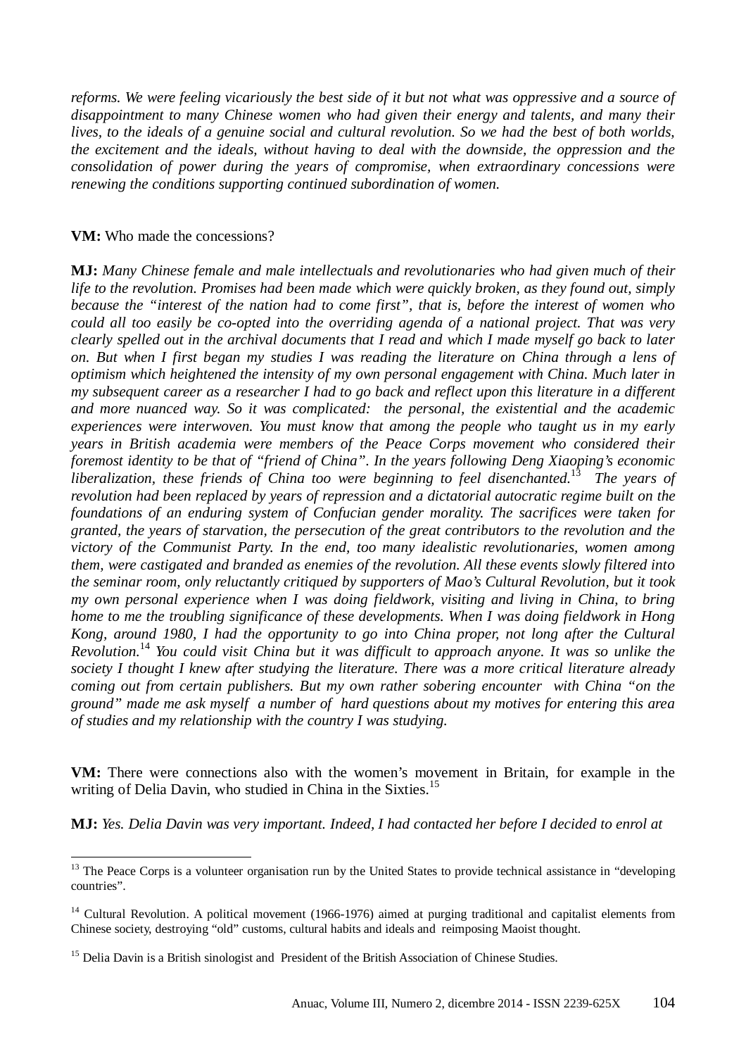*reforms. We were feeling vicariously the best side of it but not what was oppressive and a source of disappointment to many Chinese women who had given their energy and talents, and many their lives, to the ideals of a genuine social and cultural revolution. So we had the best of both worlds, the excitement and the ideals, without having to deal with the downside, the oppression and the consolidation of power during the years of compromise, when extraordinary concessions were renewing the conditions supporting continued subordination of women.*

**VM:** Who made the concessions?

**MJ:** *Many Chinese female and male intellectuals and revolutionaries who had given much of their life to the revolution. Promises had been made which were quickly broken, as they found out, simply because the "interest of the nation had to come first", that is, before the interest of women who could all too easily be co-opted into the overriding agenda of a national project. That was very clearly spelled out in the archival documents that I read and which I made myself go back to later on. But when I first began my studies I was reading the literature on China through a lens of optimism which heightened the intensity of my own personal engagement with China. Much later in my subsequent career as a researcher I had to go back and reflect upon this literature in a different and more nuanced way. So it was complicated: the personal, the existential and the academic experiences were interwoven. You must know that among the people who taught us in my early years in British academia were members of the Peace Corps movement who considered their foremost identity to be that of "friend of China". In the years following Deng Xiaoping's economic liberalization, these friends of China too were beginning to feel disenchanted.*[13] *The years of revolution had been replaced by years of repression and a dictatorial autocratic regime built on the foundations of an enduring system of Confucian gender morality. The sacrifices were taken for granted, the years of starvation, the persecution of the great contributors to the revolution and the victory of the Communist Party. In the end, too many idealistic revolutionaries, women among them, were castigated and branded as enemies of the revolution. All these events slowly filtered into the seminar room, only reluctantly critiqued by supporters of Mao's Cultural Revolution, but it took my own personal experience when I was doing fieldwork, visiting and living in China, to bring home to me the troubling significance of these developments. When I was doing fieldwork in Hong Kong, around 1980, I had the opportunity to go into China proper, not long after the Cultural Revolution.*[14] *You could visit China but it was difficult to approach anyone. It was so unlike the society I thought I knew after studying the literature. There was a more critical literature already coming out from certain publishers. But my own rather sobering encounter with China "on the ground" made me ask myself a number of hard questions about my motives for entering this area of studies and my relationship with the country I was studying.*

**VM:** There were connections also with the women's movement in Britain, for example in the writing of Delia Davin, who studied in China in the Sixties.[15]

**MJ:** *Yes. Delia Davin was very important. Indeed, I had contacted her before I decided to enrol at*

---

[13] The Peace Corps is a volunteer organisation run by the United States to provide technical assistance in "developing countries".

[14] Cultural Revolution. A political movement (1966-1976) aimed at purging traditional and capitalist elements from Chinese society, destroying "old" customs, cultural habits and ideals and reimposing Maoist thought.

[15] Delia Davin is a British sinologist and President of the British Association of Chinese Studies.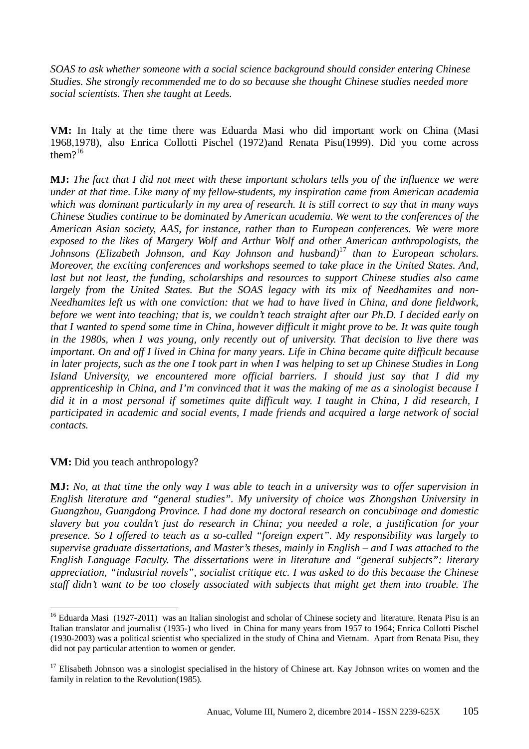*SOAS to ask whether someone with a social science background should consider entering Chinese Studies. She strongly recommended me to do so because she thought Chinese studies needed more social scientists. Then she taught at Leeds.*

**VM:** In Italy at the time there was Eduarda Masi who did important work on China (Masi 1968,1978), also Enrica Collotti Pischel (1972)and Renata Pisu(1999). Did you come across them?[16]

**MJ:** *The fact that I did not meet with these important scholars tells you of the influence we were under at that time. Like many of my fellow-students, my inspiration came from American academia which was dominant particularly in my area of research. It is still correct to say that in many ways Chinese Studies continue to be dominated by American academia. We went to the conferences of the American Asian society, AAS, for instance, rather than to European conferences. We were more exposed to the likes of Margery Wolf and Arthur Wolf and other American anthropologists, the Johnsons (Elizabeth Johnson, and Kay Johnson and husband)*[17] *than to European scholars. Moreover, the exciting conferences and workshops seemed to take place in the United States. And, last but not least, the funding, scholarships and resources to support Chinese studies also came largely from the United States. But the SOAS legacy with its mix of Needhamites and non-Needhamites left us with one conviction: that we had to have lived in China, and done fieldwork, before we went into teaching; that is, we couldn't teach straight after our Ph.D. I decided early on that I wanted to spend some time in China, however difficult it might prove to be. It was quite tough in the 1980s, when I was young, only recently out of university. That decision to live there was important. On and off I lived in China for many years. Life in China became quite difficult because in later projects, such as the one I took part in when I was helping to set up Chinese Studies in Long Island University, we encountered more official barriers. I should just say that I did my apprenticeship in China, and I'm convinced that it was the making of me as a sinologist because I did it in a most personal if sometimes quite difficult way. I taught in China, I did research, I participated in academic and social events, I made friends and acquired a large network of social contacts.*

**VM:** Did you teach anthropology?

**MJ:** *No, at that time the only way I was able to teach in a university was to offer supervision in English literature and "general studies". My university of choice was Zhongshan University in Guangzhou, Guangdong Province. I had done my doctoral research on concubinage and domestic slavery but you couldn't just do research in China; you needed a role, a justification for your presence. So I offered to teach as a so-called "foreign expert". My responsibility was largely to supervise graduate dissertations, and Master's theses, mainly in English – and I was attached to the English Language Faculty. The dissertations were in literature and "general subjects": literary appreciation, "industrial novels", socialist critique etc. I was asked to do this because the Chinese staff didn't want to be too closely associated with subjects that might get them into trouble. The*

---

[16] Eduarda Masi (1927-2011) was an Italian sinologist and scholar of Chinese society and literature. Renata Pisu is an Italian translator and journalist (1935-) who lived in China for many years from 1957 to 1964; Enrica Collotti Pischel (1930-2003) was a political scientist who specialized in the study of China and Vietnam. Apart from Renata Pisu, they did not pay particular attention to women or gender.

[17] Elisabeth Johnson was a sinologist specialised in the history of Chinese art. Kay Johnson writes on women and the family in relation to the Revolution(1985).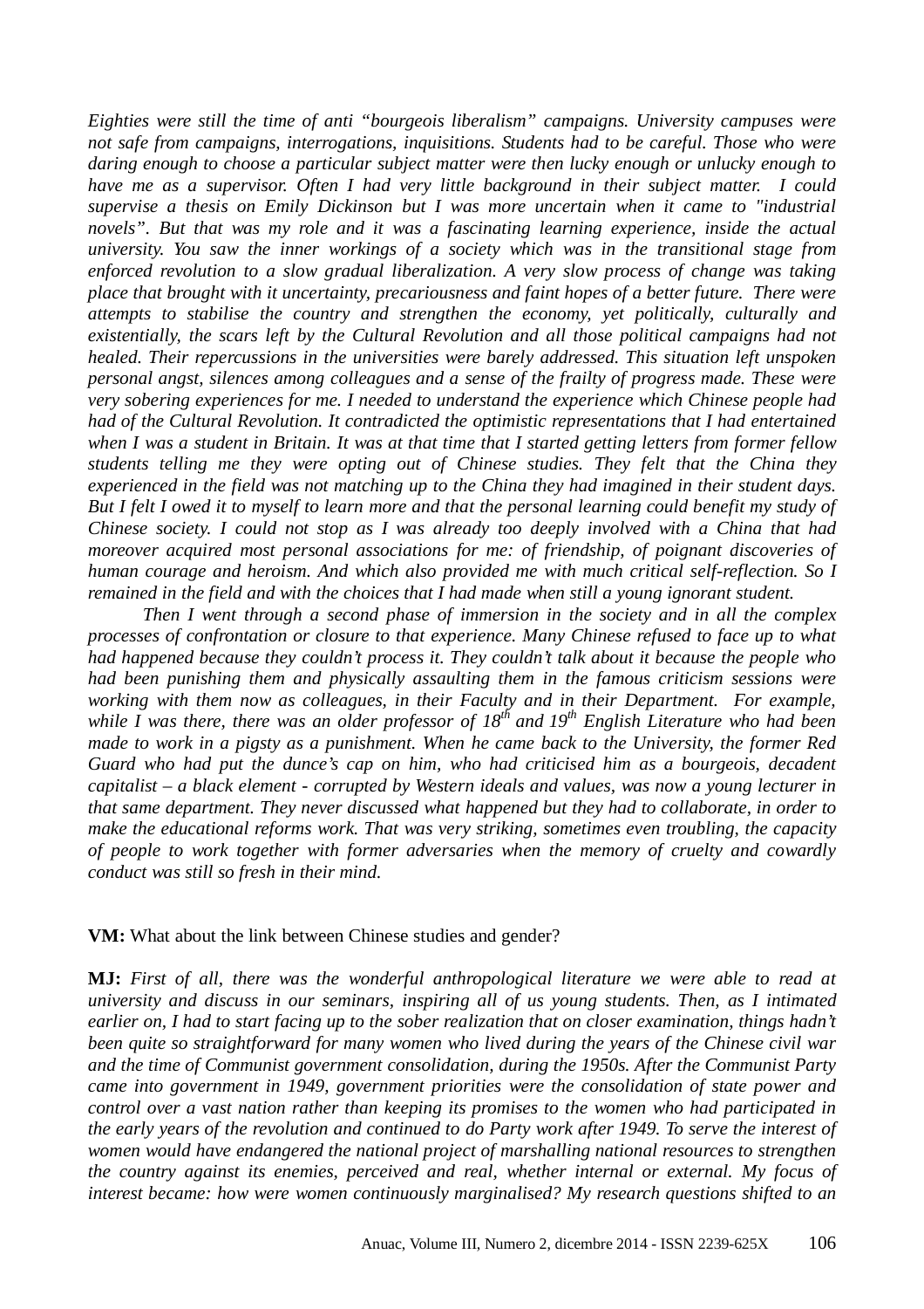*Eighties were still the time of anti "bourgeois liberalism" campaigns. University campuses were not safe from campaigns, interrogations, inquisitions. Students had to be careful. Those who were daring enough to choose a particular subject matter were then lucky enough or unlucky enough to have me as a supervisor. Often I had very little background in their subject matter. I could supervise a thesis on Emily Dickinson but I was more uncertain when it came to "industrial novels". But that was my role and it was a fascinating learning experience, inside the actual university. You saw the inner workings of a society which was in the transitional stage from enforced revolution to a slow gradual liberalization. A very slow process of change was taking place that brought with it uncertainty, precariousness and faint hopes of a better future. There were attempts to stabilise the country and strengthen the economy, yet politically, culturally and existentially, the scars left by the Cultural Revolution and all those political campaigns had not healed. Their repercussions in the universities were barely addressed. This situation left unspoken personal angst, silences among colleagues and a sense of the frailty of progress made. These were very sobering experiences for me. I needed to understand the experience which Chinese people had had of the Cultural Revolution. It contradicted the optimistic representations that I had entertained when I was a student in Britain. It was at that time that I started getting letters from former fellow students telling me they were opting out of Chinese studies. They felt that the China they experienced in the field was not matching up to the China they had imagined in their student days. But I felt I owed it to myself to learn more and that the personal learning could benefit my study of Chinese society. I could not stop as I was already too deeply involved with a China that had moreover acquired most personal associations for me: of friendship, of poignant discoveries of human courage and heroism. And which also provided me with much critical self-reflection. So I remained in the field and with the choices that I had made when still a young ignorant student.*

*Then I went through a second phase of immersion in the society and in all the complex processes of confrontation or closure to that experience. Many Chinese refused to face up to what had happened because they couldn't process it. They couldn't talk about it because the people who had been punishing them and physically assaulting them in the famous criticism sessions were working with them now as colleagues, in their Faculty and in their Department. For example, while I was there, there was an older professor of 18th and 19th English Literature who had been made to work in a pigsty as a punishment. When he came back to the University, the former Red Guard who had put the dunce's cap on him, who had criticised him as a bourgeois, decadent capitalist – a black element - corrupted by Western ideals and values, was now a young lecturer in that same department. They never discussed what happened but they had to collaborate, in order to make the educational reforms work. That was very striking, sometimes even troubling, the capacity of people to work together with former adversaries when the memory of cruelty and cowardly conduct was still so fresh in their mind.*

**VM:** What about the link between Chinese studies and gender?

**MJ:** *First of all, there was the wonderful anthropological literature we were able to read at university and discuss in our seminars, inspiring all of us young students. Then, as I intimated earlier on, I had to start facing up to the sober realization that on closer examination, things hadn't been quite so straightforward for many women who lived during the years of the Chinese civil war and the time of Communist government consolidation, during the 1950s. After the Communist Party came into government in 1949, government priorities were the consolidation of state power and control over a vast nation rather than keeping its promises to the women who had participated in the early years of the revolution and continued to do Party work after 1949. To serve the interest of women would have endangered the national project of marshalling national resources to strengthen the country against its enemies, perceived and real, whether internal or external. My focus of interest became: how were women continuously marginalised? My research questions shifted to an*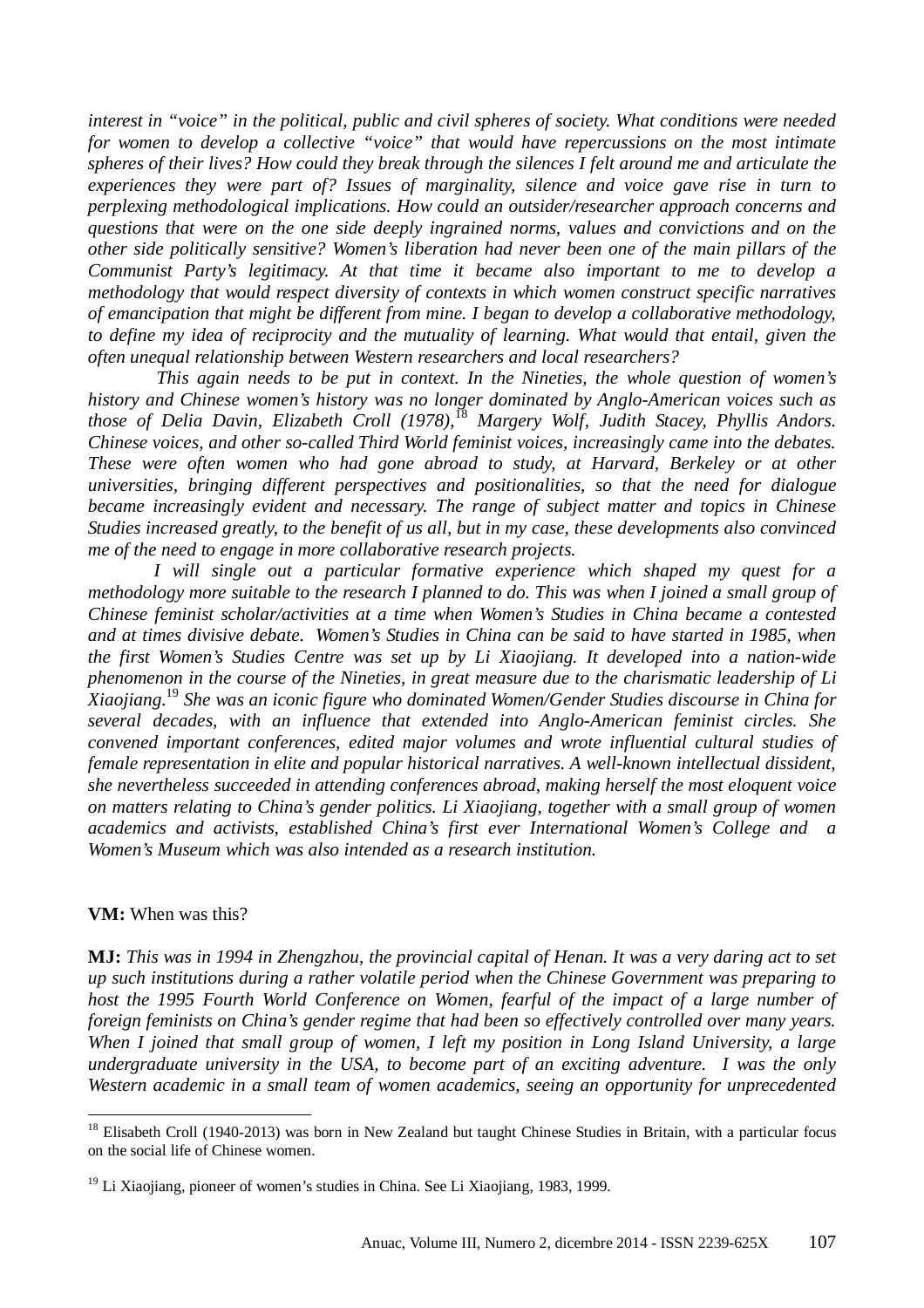*interest in "voice" in the political, public and civil spheres of society. What conditions were needed for women to develop a collective "voice" that would have repercussions on the most intimate spheres of their lives? How could they break through the silences I felt around me and articulate the experiences they were part of? Issues of marginality, silence and voice gave rise in turn to perplexing methodological implications. How could an outsider/researcher approach concerns and questions that were on the one side deeply ingrained norms, values and convictions and on the other side politically sensitive? Women's liberation had never been one of the main pillars of the Communist Party's legitimacy. At that time it became also important to me to develop a methodology that would respect diversity of contexts in which women construct specific narratives of emancipation that might be different from mine. I began to develop a collaborative methodology, to define my idea of reciprocity and the mutuality of learning. What would that entail, given the often unequal relationship between Western researchers and local researchers?*

*This again needs to be put in context. In the Nineties, the whole question of women's history and Chinese women's history was no longer dominated by Anglo-American voices such as those of Delia Davin, Elizabeth Croll (1978),*[18] *Margery Wolf, Judith Stacey, Phyllis Andors. Chinese voices, and other so-called Third World feminist voices, increasingly came into the debates. These were often women who had gone abroad to study, at Harvard, Berkeley or at other universities, bringing different perspectives and positionalities, so that the need for dialogue became increasingly evident and necessary. The range of subject matter and topics in Chinese Studies increased greatly, to the benefit of us all, but in my case, these developments also convinced me of the need to engage in more collaborative research projects.*

*I will single out a particular formative experience which shaped my quest for a methodology more suitable to the research I planned to do. This was when I joined a small group of Chinese feminist scholar/activities at a time when Women's Studies in China became a contested and at times divisive debate. Women's Studies in China can be said to have started in 1985, when the first Women's Studies Centre was set up by Li Xiaojiang. It developed into a nation-wide phenomenon in the course of the Nineties, in great measure due to the charismatic leadership of Li Xiaojiang.*[19] *She was an iconic figure who dominated Women/Gender Studies discourse in China for several decades, with an influence that extended into Anglo-American feminist circles. She convened important conferences, edited major volumes and wrote influential cultural studies of female representation in elite and popular historical narratives. A well-known intellectual dissident, she nevertheless succeeded in attending conferences abroad, making herself the most eloquent voice on matters relating to China's gender politics. Li Xiaojiang, together with a small group of women academics and activists, established China's first ever International Women's College and a Women's Museum which was also intended as a research institution.*

**VM:** When was this?

**MJ:** *This was in 1994 in Zhengzhou, the provincial capital of Henan. It was a very daring act to set up such institutions during a rather volatile period when the Chinese Government was preparing to host the 1995 Fourth World Conference on Women, fearful of the impact of a large number of foreign feminists on China's gender regime that had been so effectively controlled over many years. When I joined that small group of women, I left my position in Long Island University, a large undergraduate university in the USA, to become part of an exciting adventure. I was the only Western academic in a small team of women academics, seeing an opportunity for unprecedented*

---

[18] Elisabeth Croll (1940-2013) was born in New Zealand but taught Chinese Studies in Britain, with a particular focus on the social life of Chinese women.

[19] Li Xiaojiang, pioneer of women's studies in China. See Li Xiaojiang, 1983, 1999.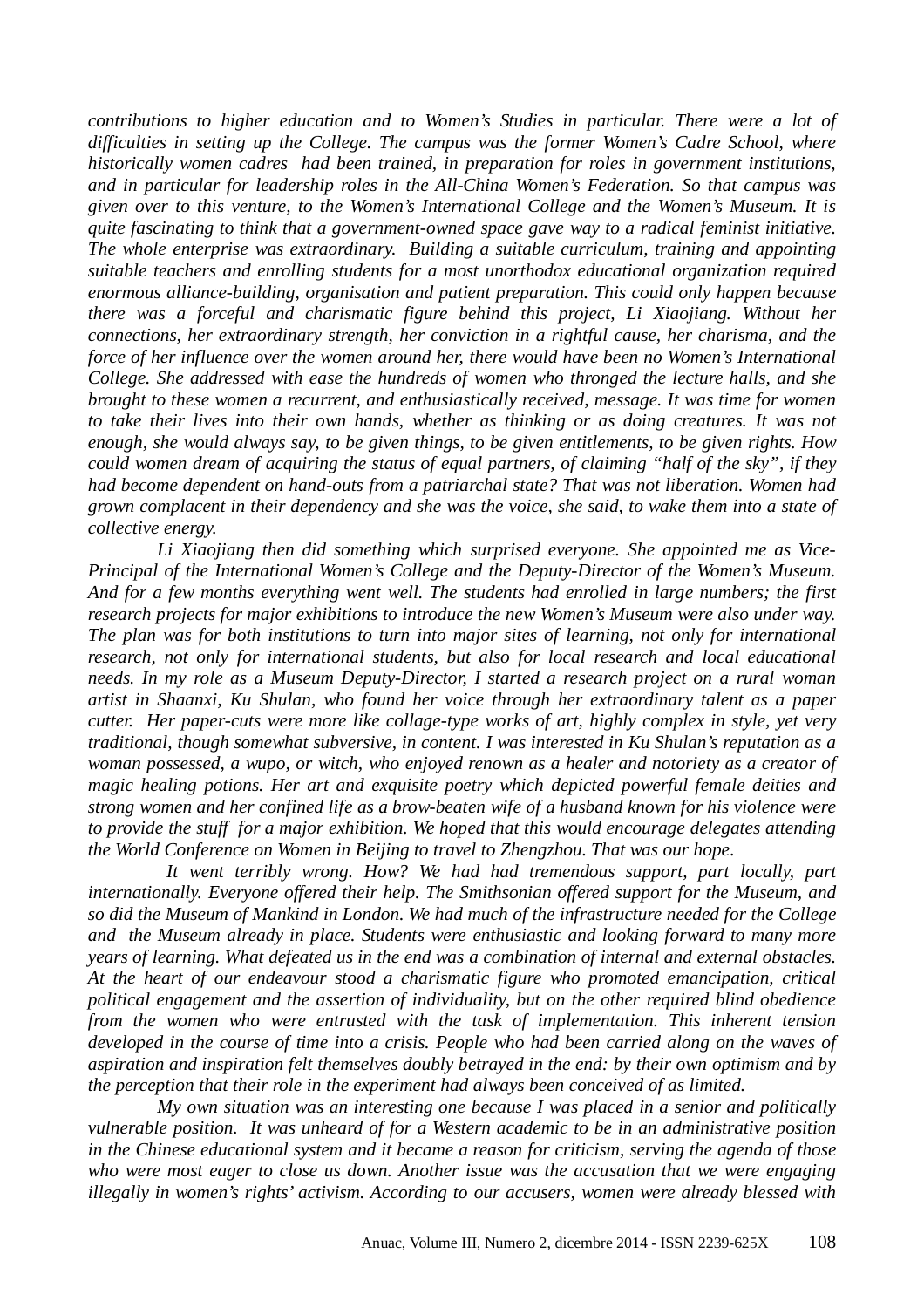*contributions to higher education and to Women's Studies in particular. There were a lot of difficulties in setting up the College. The campus was the former Women's Cadre School, where historically women cadres had been trained, in preparation for roles in government institutions, and in particular for leadership roles in the All-China Women's Federation. So that campus was given over to this venture, to the Women's International College and the Women's Museum. It is quite fascinating to think that a government-owned space gave way to a radical feminist initiative. The whole enterprise was extraordinary. Building a suitable curriculum, training and appointing suitable teachers and enrolling students for a most unorthodox educational organization required enormous alliance-building, organisation and patient preparation. This could only happen because there was a forceful and charismatic figure behind this project, Li Xiaojiang. Without her connections, her extraordinary strength, her conviction in a rightful cause, her charisma, and the force of her influence over the women around her, there would have been no Women's International College. She addressed with ease the hundreds of women who thronged the lecture halls, and she brought to these women a recurrent, and enthusiastically received, message. It was time for women to take their lives into their own hands, whether as thinking or as doing creatures. It was not enough, she would always say, to be given things, to be given entitlements, to be given rights. How could women dream of acquiring the status of equal partners, of claiming "half of the sky", if they had become dependent on hand-outs from a patriarchal state? That was not liberation. Women had grown complacent in their dependency and she was the voice, she said, to wake them into a state of collective energy.*

*Li Xiaojiang then did something which surprised everyone. She appointed me as Vice-Principal of the International Women's College and the Deputy-Director of the Women's Museum. And for a few months everything went well. The students had enrolled in large numbers; the first research projects for major exhibitions to introduce the new Women's Museum were also under way. The plan was for both institutions to turn into major sites of learning, not only for international research, not only for international students, but also for local research and local educational needs. In my role as a Museum Deputy-Director, I started a research project on a rural woman artist in Shaanxi, Ku Shulan, who found her voice through her extraordinary talent as a paper cutter. Her paper-cuts were more like collage-type works of art, highly complex in style, yet very traditional, though somewhat subversive, in content. I was interested in Ku Shulan's reputation as a woman possessed, a wupo, or witch, who enjoyed renown as a healer and notoriety as a creator of magic healing potions. Her art and exquisite poetry which depicted powerful female deities and strong women and her confined life as a brow-beaten wife of a husband known for his violence were to provide the stuff for a major exhibition. We hoped that this would encourage delegates attending the World Conference on Women in Beijing to travel to Zhengzhou. That was our hope.*

*It went terribly wrong. How? We had had tremendous support, part locally, part internationally. Everyone offered their help. The Smithsonian offered support for the Museum, and so did the Museum of Mankind in London. We had much of the infrastructure needed for the College and the Museum already in place. Students were enthusiastic and looking forward to many more years of learning. What defeated us in the end was a combination of internal and external obstacles. At the heart of our endeavour stood a charismatic figure who promoted emancipation, critical political engagement and the assertion of individuality, but on the other required blind obedience from the women who were entrusted with the task of implementation. This inherent tension developed in the course of time into a crisis. People who had been carried along on the waves of aspiration and inspiration felt themselves doubly betrayed in the end: by their own optimism and by the perception that their role in the experiment had always been conceived of as limited.*

*My own situation was an interesting one because I was placed in a senior and politically vulnerable position. It was unheard of for a Western academic to be in an administrative position in the Chinese educational system and it became a reason for criticism, serving the agenda of those who were most eager to close us down. Another issue was the accusation that we were engaging illegally in women's rights' activism. According to our accusers, women were already blessed with*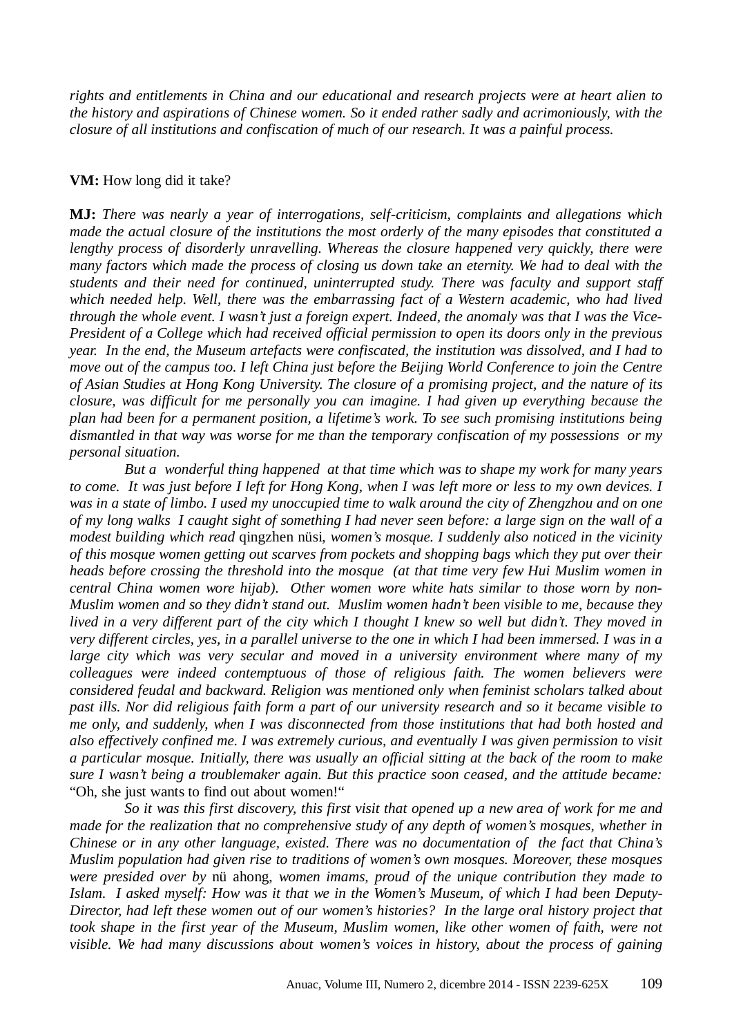*rights and entitlements in China and our educational and research projects were at heart alien to the history and aspirations of Chinese women. So it ended rather sadly and acrimoniously, with the closure of all institutions and confiscation of much of our research. It was a painful process.*

**VM:** How long did it take?

**MJ:** *There was nearly a year of interrogations, self-criticism, complaints and allegations which made the actual closure of the institutions the most orderly of the many episodes that constituted a lengthy process of disorderly unravelling. Whereas the closure happened very quickly, there were many factors which made the process of closing us down take an eternity. We had to deal with the students and their need for continued, uninterrupted study. There was faculty and support staff which needed help. Well, there was the embarrassing fact of a Western academic, who had lived through the whole event. I wasn't just a foreign expert. Indeed, the anomaly was that I was the Vice-President of a College which had received official permission to open its doors only in the previous year. In the end, the Museum artefacts were confiscated, the institution was dissolved, and I had to move out of the campus too. I left China just before the Beijing World Conference to join the Centre of Asian Studies at Hong Kong University. The closure of a promising project, and the nature of its closure, was difficult for me personally you can imagine. I had given up everything because the plan had been for a permanent position, a lifetime's work. To see such promising institutions being dismantled in that way was worse for me than the temporary confiscation of my possessions or my personal situation.*

*But a wonderful thing happened at that time which was to shape my work for many years to come. It was just before I left for Hong Kong, when I was left more or less to my own devices. I was in a state of limbo. I used my unoccupied time to walk around the city of Zhengzhou and on one of my long walks I caught sight of something I had never seen before: a large sign on the wall of a modest building which read* qingzhen nüsi*, women's mosque. I suddenly also noticed in the vicinity of this mosque women getting out scarves from pockets and shopping bags which they put over their heads before crossing the threshold into the mosque (at that time very few Hui Muslim women in central China women wore hijab). Other women wore white hats similar to those worn by non-Muslim women and so they didn't stand out. Muslim women hadn't been visible to me, because they lived in a very different part of the city which I thought I knew so well but didn't. They moved in very different circles, yes, in a parallel universe to the one in which I had been immersed. I was in a large city which was very secular and moved in a university environment where many of my colleagues were indeed contemptuous of those of religious faith. The women believers were considered feudal and backward. Religion was mentioned only when feminist scholars talked about past ills. Nor did religious faith form a part of our university research and so it became visible to me only, and suddenly, when I was disconnected from those institutions that had both hosted and also effectively confined me. I was extremely curious, and eventually I was given permission to visit a particular mosque. Initially, there was usually an official sitting at the back of the room to make sure I wasn't being a troublemaker again. But this practice soon ceased, and the attitude became:* "Oh, she just wants to find out about women!"

*So it was this first discovery, this first visit that opened up a new area of work for me and made for the realization that no comprehensive study of any depth of women's mosques, whether in Chinese or in any other language, existed. There was no documentation of the fact that China's Muslim population had given rise to traditions of women's own mosques. Moreover, these mosques were presided over by* nü ahong, *women imams, proud of the unique contribution they made to Islam. I asked myself: How was it that we in the Women's Museum, of which I had been Deputy-Director, had left these women out of our women's histories? In the large oral history project that took shape in the first year of the Museum, Muslim women, like other women of faith, were not visible. We had many discussions about women's voices in history, about the process of gaining*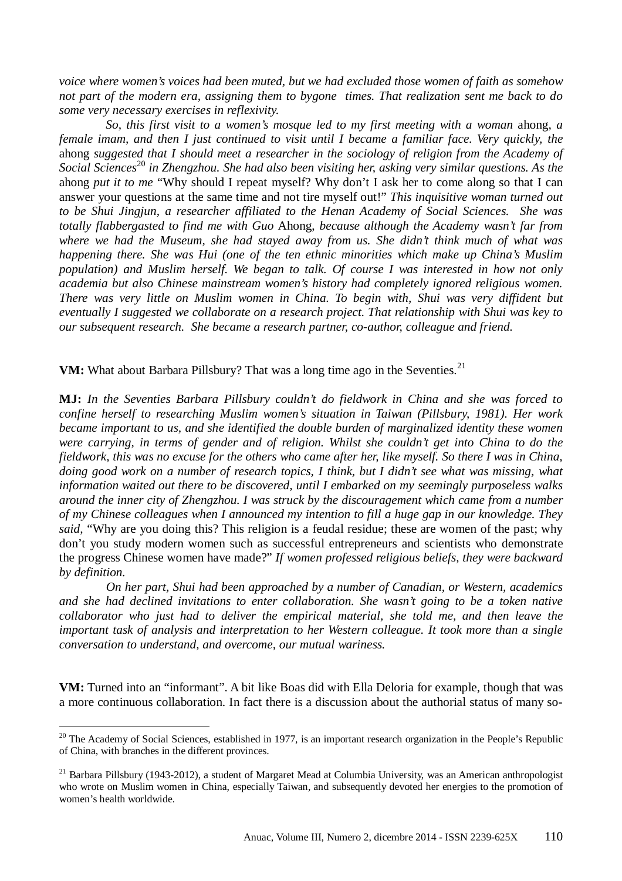*voice where women's voices had been muted, but we had excluded those women of faith as somehow not part of the modern era, assigning them to bygone times. That realization sent me back to do some very necessary exercises in reflexivity.*

*So, this first visit to a women's mosque led to my first meeting with a woman* ahong, *a female imam, and then I just continued to visit until I became a familiar face. Very quickly, the* ahong *suggested that I should meet a researcher in the sociology of religion from the Academy of Social Sciences*[20] *in Zhengzhou. She had also been visiting her, asking very similar questions. As the* ahong *put it to me* "Why should I repeat myself? Why don't I ask her to come along so that I can answer your questions at the same time and not tire myself out!" *This inquisitive woman turned out to be Shui Jingjun, a researcher affiliated to the Henan Academy of Social Sciences. She was totally flabbergasted to find me with Guo* Ahong, *because although the Academy wasn't far from where we had the Museum, she had stayed away from us. She didn't think much of what was happening there. She was Hui (one of the ten ethnic minorities which make up China's Muslim population) and Muslim herself. We began to talk. Of course I was interested in how not only academia but also Chinese mainstream women's history had completely ignored religious women. There was very little on Muslim women in China. To begin with, Shui was very diffident but eventually I suggested we collaborate on a research project. That relationship with Shui was key to our subsequent research. She became a research partner, co-author, colleague and friend.*

**VM:** What about Barbara Pillsbury? That was a long time ago in the Seventies.[21]

**MJ:** *In the Seventies Barbara Pillsbury couldn't do fieldwork in China and she was forced to confine herself to researching Muslim women's situation in Taiwan (Pillsbury, 1981). Her work became important to us, and she identified the double burden of marginalized identity these women were carrying, in terms of gender and of religion. Whilst she couldn't get into China to do the fieldwork, this was no excuse for the others who came after her, like myself. So there I was in China, doing good work on a number of research topics, I think, but I didn't see what was missing, what information waited out there to be discovered, until I embarked on my seemingly purposeless walks around the inner city of Zhengzhou. I was struck by the discouragement which came from a number of my Chinese colleagues when I announced my intention to fill a huge gap in our knowledge. They said,* "Why are you doing this? This religion is a feudal residue; these are women of the past; why don't you study modern women such as successful entrepreneurs and scientists who demonstrate the progress Chinese women have made?" *If women professed religious beliefs, they were backward by definition.*

*On her part, Shui had been approached by a number of Canadian, or Western, academics and she had declined invitations to enter collaboration. She wasn't going to be a token native collaborator who just had to deliver the empirical material, she told me, and then leave the important task of analysis and interpretation to her Western colleague. It took more than a single conversation to understand, and overcome, our mutual wariness.*

**VM:** Turned into an "informant". A bit like Boas did with Ella Deloria for example, though that was a more continuous collaboration. In fact there is a discussion about the authorial status of many so-

---

[20] The Academy of Social Sciences, established in 1977, is an important research organization in the People's Republic of China, with branches in the different provinces.

[21] Barbara Pillsbury (1943-2012), a student of Margaret Mead at Columbia University, was an American anthropologist who wrote on Muslim women in China, especially Taiwan, and subsequently devoted her energies to the promotion of women's health worldwide.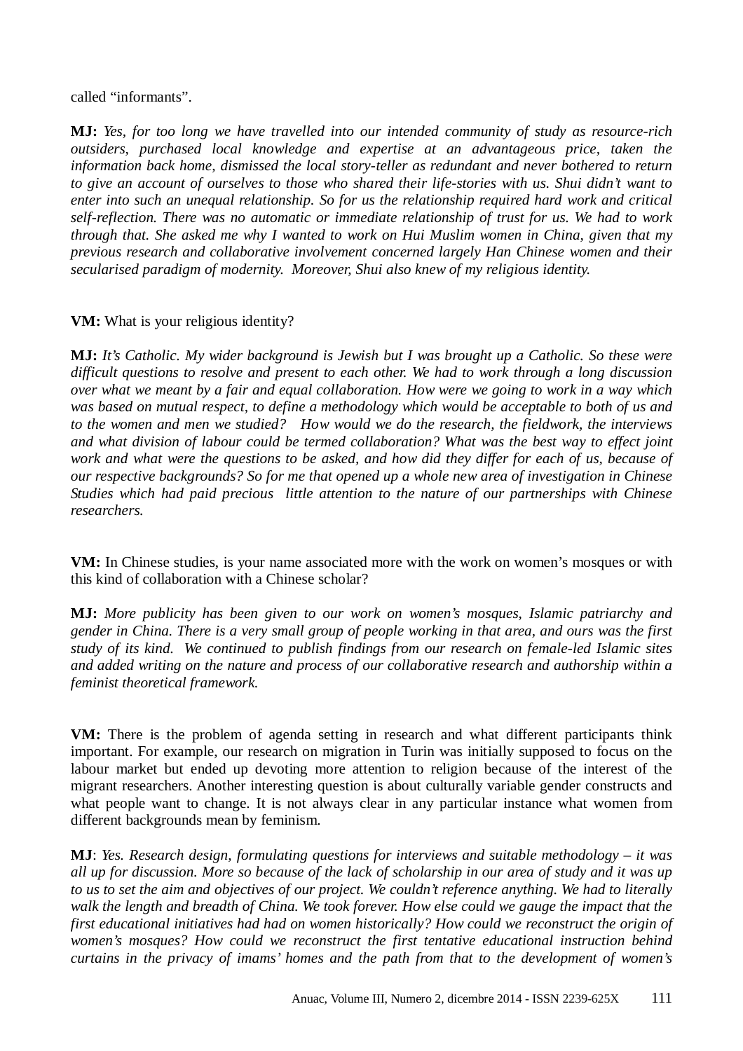called “informants”.

**MJ:** *Yes, for too long we have travelled into our intended community of study as resource-rich outsiders, purchased local knowledge and expertise at an advantageous price, taken the information back home, dismissed the local story-teller as redundant and never bothered to return to give an account of ourselves to those who shared their life-stories with us. Shui didn’t want to enter into such an unequal relationship. So for us the relationship required hard work and critical self-reflection. There was no automatic or immediate relationship of trust for us. We had to work through that. She asked me why I wanted to work on Hui Muslim women in China, given that my previous research and collaborative involvement concerned largely Han Chinese women and their secularised paradigm of modernity. Moreover, Shui also knew of my religious identity.*

**VM:** What is your religious identity?

**MJ:** *It’s Catholic. My wider background is Jewish but I was brought up a Catholic. So these were difficult questions to resolve and present to each other. We had to work through a long discussion over what we meant by a fair and equal collaboration. How were we going to work in a way which was based on mutual respect, to define a methodology which would be acceptable to both of us and to the women and men we studied? How would we do the research, the fieldwork, the interviews and what division of labour could be termed collaboration? What was the best way to effect joint work and what were the questions to be asked, and how did they differ for each of us, because of our respective backgrounds? So for me that opened up a whole new area of investigation in Chinese Studies which had paid precious little attention to the nature of our partnerships with Chinese researchers.*

**VM:** In Chinese studies, is your name associated more with the work on women’s mosques or with this kind of collaboration with a Chinese scholar?

**MJ:** *More publicity has been given to our work on women’s mosques, Islamic patriarchy and gender in China. There is a very small group of people working in that area, and ours was the first study of its kind. We continued to publish findings from our research on female-led Islamic sites and added writing on the nature and process of our collaborative research and authorship within a feminist theoretical framework.*

**VM:** There is the problem of agenda setting in research and what different participants think important. For example, our research on migration in Turin was initially supposed to focus on the labour market but ended up devoting more attention to religion because of the interest of the migrant researchers. Another interesting question is about culturally variable gender constructs and what people want to change. It is not always clear in any particular instance what women from different backgrounds mean by feminism.

**MJ**: *Yes. Research design, formulating questions for interviews and suitable methodology – it was all up for discussion. More so because of the lack of scholarship in our area of study and it was up to us to set the aim and objectives of our project. We couldn’t reference anything. We had to literally walk the length and breadth of China. We took forever. How else could we gauge the impact that the first educational initiatives had had on women historically? How could we reconstruct the origin of women’s mosques? How could we reconstruct the first tentative educational instruction behind curtains in the privacy of imams’ homes and the path from that to the development of women’s*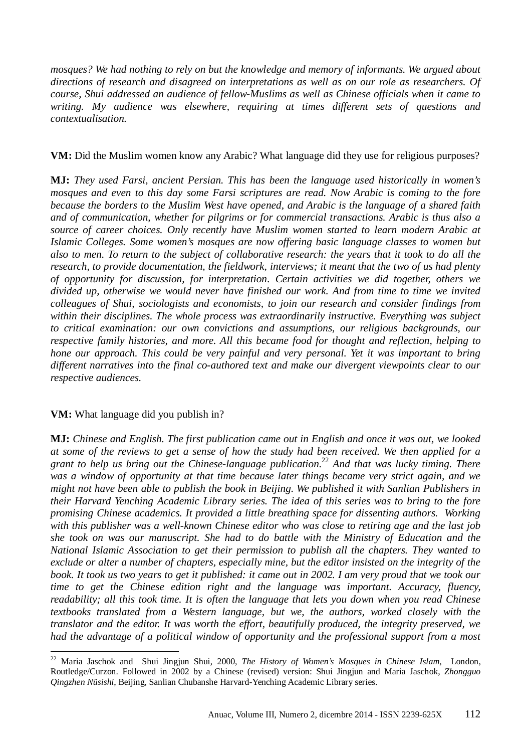*mosques? We had nothing to rely on but the knowledge and memory of informants. We argued about directions of research and disagreed on interpretations as well as on our role as researchers. Of course, Shui addressed an audience of fellow-Muslims as well as Chinese officials when it came to writing. My audience was elsewhere, requiring at times different sets of questions and contextualisation.*

**VM:** Did the Muslim women know any Arabic? What language did they use for religious purposes?

**MJ:** *They used Farsi, ancient Persian. This has been the language used historically in women's mosques and even to this day some Farsi scriptures are read. Now Arabic is coming to the fore because the borders to the Muslim West have opened, and Arabic is the language of a shared faith and of communication, whether for pilgrims or for commercial transactions. Arabic is thus also a source of career choices. Only recently have Muslim women started to learn modern Arabic at Islamic Colleges. Some women's mosques are now offering basic language classes to women but also to men. To return to the subject of collaborative research: the years that it took to do all the research, to provide documentation, the fieldwork, interviews; it meant that the two of us had plenty of opportunity for discussion, for interpretation. Certain activities we did together, others we divided up, otherwise we would never have finished our work. And from time to time we invited colleagues of Shui, sociologists and economists, to join our research and consider findings from within their disciplines. The whole process was extraordinarily instructive. Everything was subject to critical examination: our own convictions and assumptions, our religious backgrounds, our respective family histories, and more. All this became food for thought and reflection, helping to hone our approach. This could be very painful and very personal. Yet it was important to bring different narratives into the final co-authored text and make our divergent viewpoints clear to our respective audiences.*

**VM:** What language did you publish in?

**MJ:** *Chinese and English. The first publication came out in English and once it was out, we looked at some of the reviews to get a sense of how the study had been received. We then applied for a grant to help us bring out the Chinese-language publication.*[22] *And that was lucky timing. There was a window of opportunity at that time because later things became very strict again, and we might not have been able to publish the book in Beijing. We published it with Sanlian Publishers in their Harvard Yenching Academic Library series. The idea of this series was to bring to the fore promising Chinese academics. It provided a little breathing space for dissenting authors. Working with this publisher was a well-known Chinese editor who was close to retiring age and the last job she took on was our manuscript. She had to do battle with the Ministry of Education and the National Islamic Association to get their permission to publish all the chapters. They wanted to exclude or alter a number of chapters, especially mine, but the editor insisted on the integrity of the book. It took us two years to get it published: it came out in 2002. I am very proud that we took our time to get the Chinese edition right and the language was important. Accuracy, fluency, readability; all this took time. It is often the language that lets you down when you read Chinese textbooks translated from a Western language, but we, the authors, worked closely with the translator and the editor. It was worth the effort, beautifully produced, the integrity preserved, we had the advantage of a political window of opportunity and the professional support from a most*

---

[22] Maria Jaschok and Shui Jingjun Shui, 2000, *The History of Women's Mosques in Chinese Islam,* London, Routledge/Curzon. Followed in 2002 by a Chinese (revised) version: Shui Jingjun and Maria Jaschok, *Zhongguo Qingzhen Nüsishi*, Beijing, Sanlian Chubanshe Harvard-Yenching Academic Library series.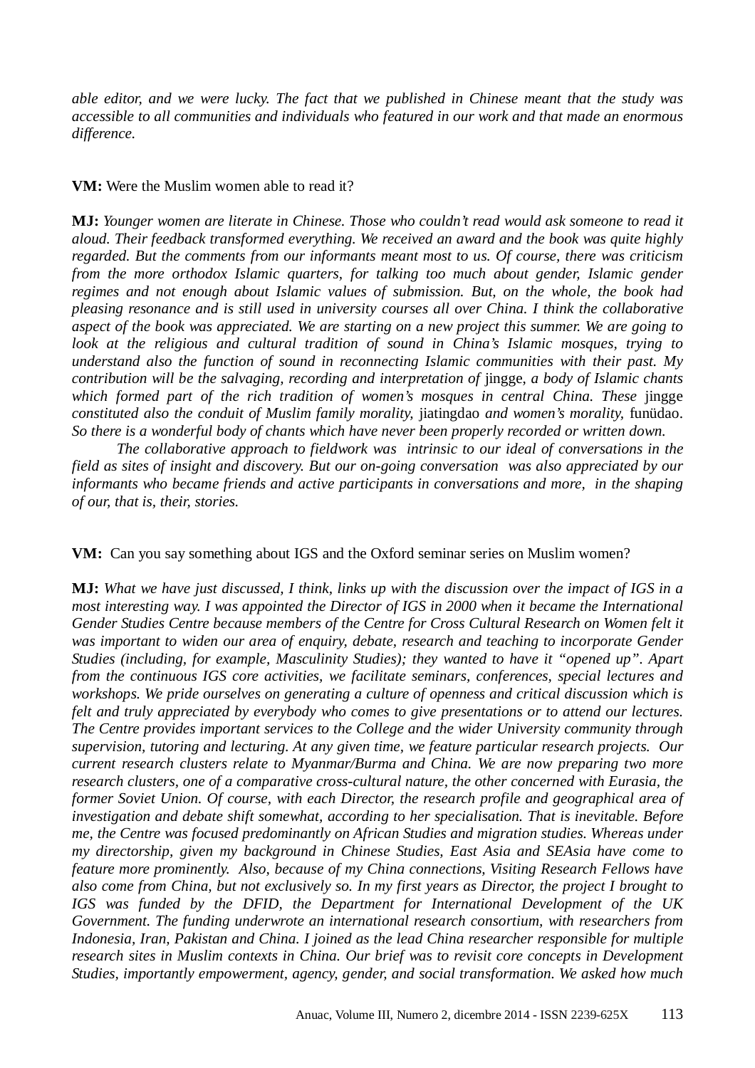*able editor, and we were lucky. The fact that we published in Chinese meant that the study was accessible to all communities and individuals who featured in our work and that made an enormous difference.*

**VM:** Were the Muslim women able to read it?

**MJ:** *Younger women are literate in Chinese. Those who couldn't read would ask someone to read it aloud. Their feedback transformed everything. We received an award and the book was quite highly regarded. But the comments from our informants meant most to us. Of course, there was criticism from the more orthodox Islamic quarters, for talking too much about gender, Islamic gender regimes and not enough about Islamic values of submission. But, on the whole, the book had pleasing resonance and is still used in university courses all over China. I think the collaborative aspect of the book was appreciated. We are starting on a new project this summer. We are going to look at the religious and cultural tradition of sound in China's Islamic mosques, trying to understand also the function of sound in reconnecting Islamic communities with their past. My contribution will be the salvaging, recording and interpretation of* jingge, *a body of Islamic chants which formed part of the rich tradition of women's mosques in central China. These* jingge *constituted also the conduit of Muslim family morality,* jiatingdao *and women's morality,* funüdao. *So there is a wonderful body of chants which have never been properly recorded or written down.*

*The collaborative approach to fieldwork was intrinsic to our ideal of conversations in the field as sites of insight and discovery. But our on-going conversation was also appreciated by our informants who became friends and active participants in conversations and more, in the shaping of our, that is, their, stories.*

**VM:** Can you say something about IGS and the Oxford seminar series on Muslim women?

**MJ:** *What we have just discussed, I think, links up with the discussion over the impact of IGS in a most interesting way. I was appointed the Director of IGS in 2000 when it became the International Gender Studies Centre because members of the Centre for Cross Cultural Research on Women felt it was important to widen our area of enquiry, debate, research and teaching to incorporate Gender Studies (including, for example, Masculinity Studies); they wanted to have it "opened up". Apart from the continuous IGS core activities, we facilitate seminars, conferences, special lectures and workshops. We pride ourselves on generating a culture of openness and critical discussion which is felt and truly appreciated by everybody who comes to give presentations or to attend our lectures. The Centre provides important services to the College and the wider University community through supervision, tutoring and lecturing. At any given time, we feature particular research projects. Our current research clusters relate to Myanmar/Burma and China. We are now preparing two more research clusters, one of a comparative cross-cultural nature, the other concerned with Eurasia, the former Soviet Union. Of course, with each Director, the research profile and geographical area of investigation and debate shift somewhat, according to her specialisation. That is inevitable. Before me, the Centre was focused predominantly on African Studies and migration studies. Whereas under my directorship, given my background in Chinese Studies, East Asia and SEAsia have come to feature more prominently. Also, because of my China connections, Visiting Research Fellows have also come from China, but not exclusively so. In my first years as Director, the project I brought to IGS was funded by the DFID, the Department for International Development of the UK Government. The funding underwrote an international research consortium, with researchers from Indonesia, Iran, Pakistan and China. I joined as the lead China researcher responsible for multiple research sites in Muslim contexts in China. Our brief was to revisit core concepts in Development Studies, importantly empowerment, agency, gender, and social transformation. We asked how much*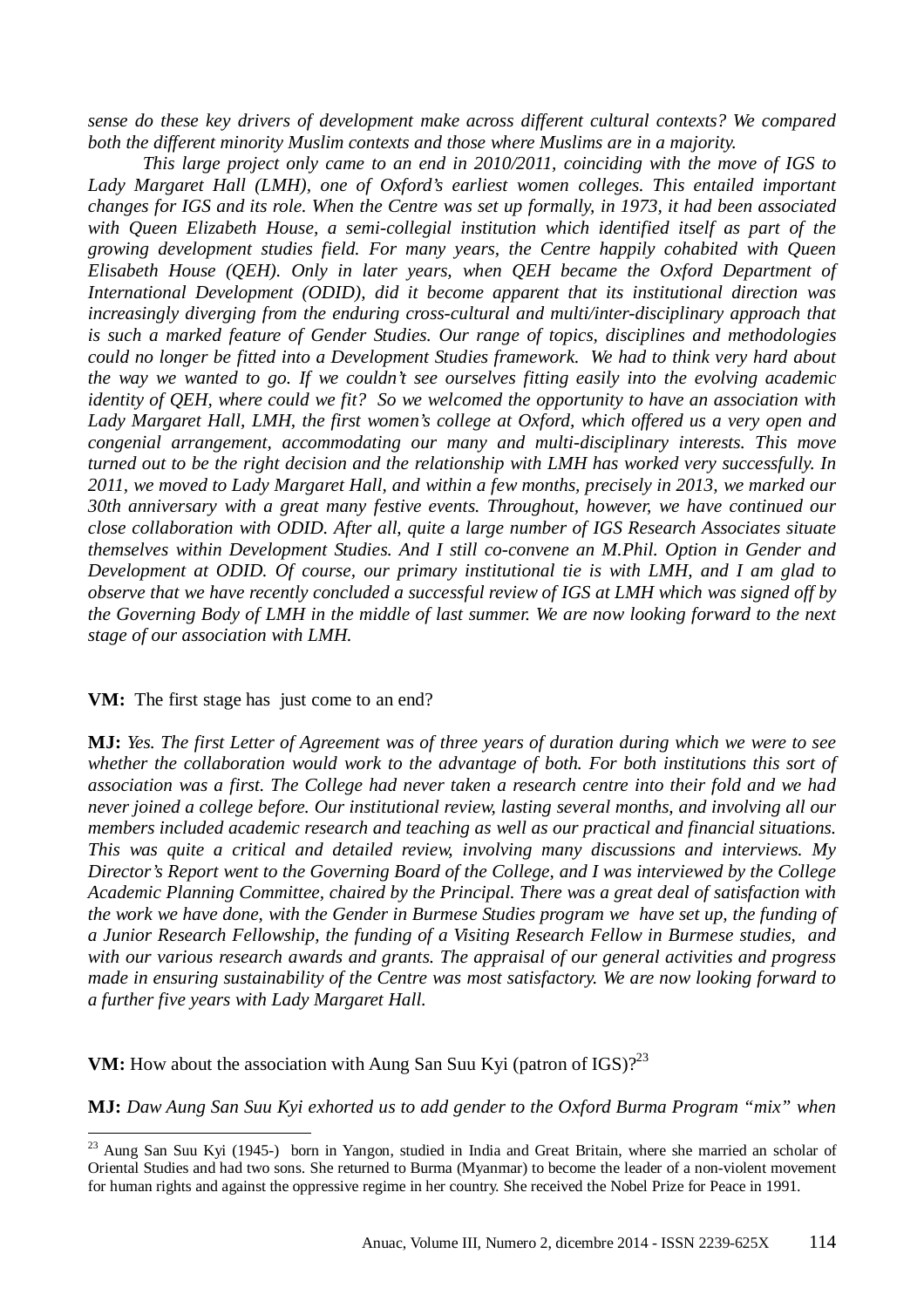*sense do these key drivers of development make across different cultural contexts? We compared both the different minority Muslim contexts and those where Muslims are in a majority.*

*This large project only came to an end in 2010/2011, coinciding with the move of IGS to Lady Margaret Hall (LMH), one of Oxford's earliest women colleges. This entailed important changes for IGS and its role. When the Centre was set up formally, in 1973, it had been associated with Queen Elizabeth House, a semi-collegial institution which identified itself as part of the growing development studies field. For many years, the Centre happily cohabited with Queen Elisabeth House (QEH). Only in later years, when QEH became the Oxford Department of International Development (ODID), did it become apparent that its institutional direction was increasingly diverging from the enduring cross-cultural and multi/inter-disciplinary approach that is such a marked feature of Gender Studies. Our range of topics, disciplines and methodologies could no longer be fitted into a Development Studies framework. We had to think very hard about the way we wanted to go. If we couldn't see ourselves fitting easily into the evolving academic identity of QEH, where could we fit? So we welcomed the opportunity to have an association with Lady Margaret Hall, LMH, the first women's college at Oxford, which offered us a very open and congenial arrangement, accommodating our many and multi-disciplinary interests. This move turned out to be the right decision and the relationship with LMH has worked very successfully. In 2011, we moved to Lady Margaret Hall, and within a few months, precisely in 2013, we marked our 30th anniversary with a great many festive events. Throughout, however, we have continued our close collaboration with ODID. After all, quite a large number of IGS Research Associates situate themselves within Development Studies. And I still co-convene an M.Phil. Option in Gender and Development at ODID. Of course, our primary institutional tie is with LMH, and I am glad to observe that we have recently concluded a successful review of IGS at LMH which was signed off by the Governing Body of LMH in the middle of last summer. We are now looking forward to the next stage of our association with LMH.*

**VM:** The first stage has just come to an end?

**MJ:** *Yes. The first Letter of Agreement was of three years of duration during which we were to see whether the collaboration would work to the advantage of both. For both institutions this sort of association was a first. The College had never taken a research centre into their fold and we had never joined a college before. Our institutional review, lasting several months, and involving all our members included academic research and teaching as well as our practical and financial situations. This was quite a critical and detailed review, involving many discussions and interviews. My Director's Report went to the Governing Board of the College, and I was interviewed by the College Academic Planning Committee, chaired by the Principal. There was a great deal of satisfaction with the work we have done, with the Gender in Burmese Studies program we have set up, the funding of a Junior Research Fellowship, the funding of a Visiting Research Fellow in Burmese studies, and with our various research awards and grants. The appraisal of our general activities and progress made in ensuring sustainability of the Centre was most satisfactory. We are now looking forward to a further five years with Lady Margaret Hall.*

**VM:** How about the association with Aung San Suu Kyi (patron of IGS)?[23]

**MJ:** *Daw Aung San Suu Kyi exhorted us to add gender to the Oxford Burma Program "mix" when*

---

[23] Aung San Suu Kyi (1945-) born in Yangon, studied in India and Great Britain, where she married an scholar of Oriental Studies and had two sons. She returned to Burma (Myanmar) to become the leader of a non-violent movement for human rights and against the oppressive regime in her country. She received the Nobel Prize for Peace in 1991.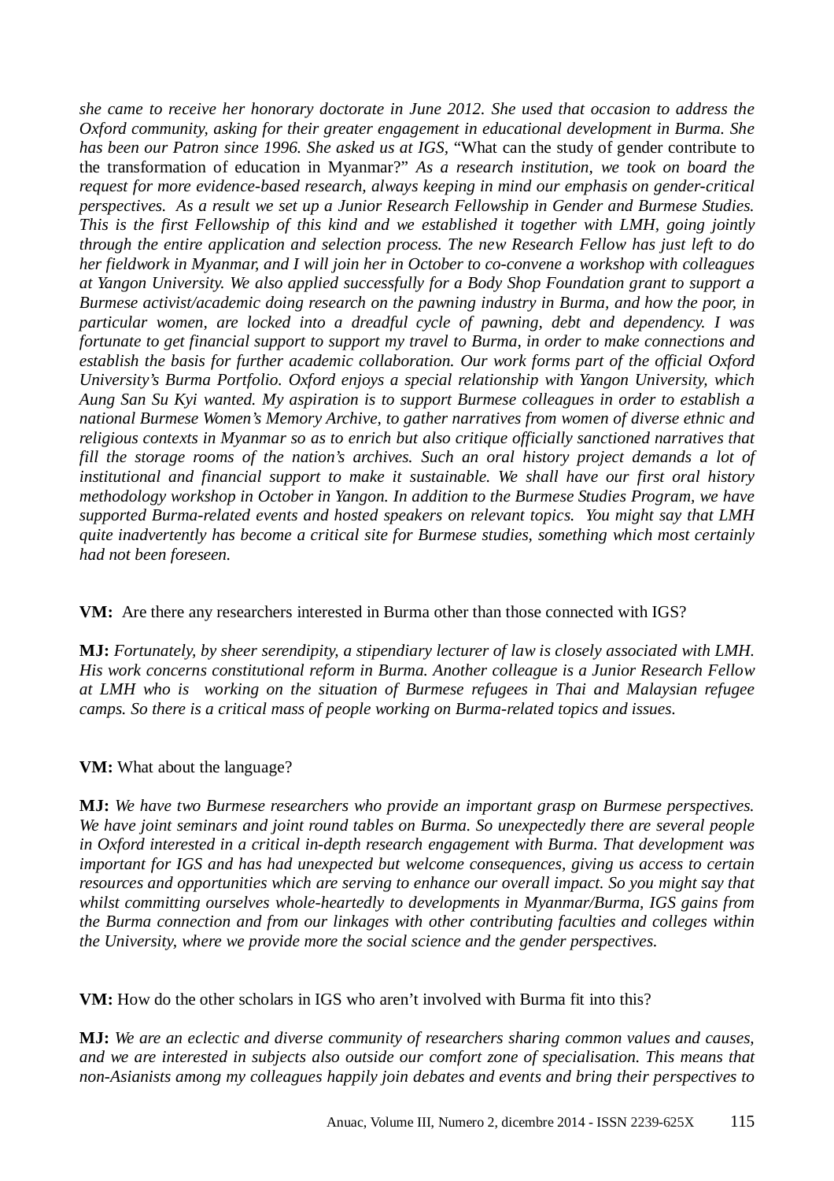*she came to receive her honorary doctorate in June 2012. She used that occasion to address the Oxford community, asking for their greater engagement in educational development in Burma. She has been our Patron since 1996. She asked us at IGS,* "What can the study of gender contribute to the transformation of education in Myanmar?" *As a research institution, we took on board the request for more evidence-based research, always keeping in mind our emphasis on gender-critical perspectives. As a result we set up a Junior Research Fellowship in Gender and Burmese Studies. This is the first Fellowship of this kind and we established it together with LMH, going jointly through the entire application and selection process. The new Research Fellow has just left to do her fieldwork in Myanmar, and I will join her in October to co-convene a workshop with colleagues at Yangon University. We also applied successfully for a Body Shop Foundation grant to support a Burmese activist/academic doing research on the pawning industry in Burma, and how the poor, in particular women, are locked into a dreadful cycle of pawning, debt and dependency. I was fortunate to get financial support to support my travel to Burma, in order to make connections and establish the basis for further academic collaboration. Our work forms part of the official Oxford University's Burma Portfolio. Oxford enjoys a special relationship with Yangon University, which Aung San Su Kyi wanted. My aspiration is to support Burmese colleagues in order to establish a national Burmese Women's Memory Archive, to gather narratives from women of diverse ethnic and religious contexts in Myanmar so as to enrich but also critique officially sanctioned narratives that fill the storage rooms of the nation's archives. Such an oral history project demands a lot of institutional and financial support to make it sustainable. We shall have our first oral history methodology workshop in October in Yangon. In addition to the Burmese Studies Program, we have supported Burma-related events and hosted speakers on relevant topics. You might say that LMH quite inadvertently has become a critical site for Burmese studies, something which most certainly had not been foreseen.*

**VM:** Are there any researchers interested in Burma other than those connected with IGS?

**MJ:** *Fortunately, by sheer serendipity, a stipendiary lecturer of law is closely associated with LMH. His work concerns constitutional reform in Burma. Another colleague is a Junior Research Fellow at LMH who is working on the situation of Burmese refugees in Thai and Malaysian refugee camps. So there is a critical mass of people working on Burma-related topics and issues.*

**VM:** What about the language?

**MJ:** *We have two Burmese researchers who provide an important grasp on Burmese perspectives. We have joint seminars and joint round tables on Burma. So unexpectedly there are several people in Oxford interested in a critical in-depth research engagement with Burma. That development was important for IGS and has had unexpected but welcome consequences, giving us access to certain resources and opportunities which are serving to enhance our overall impact. So you might say that whilst committing ourselves whole-heartedly to developments in Myanmar/Burma, IGS gains from the Burma connection and from our linkages with other contributing faculties and colleges within the University, where we provide more the social science and the gender perspectives.*

**VM:** How do the other scholars in IGS who aren't involved with Burma fit into this?

**MJ:** *We are an eclectic and diverse community of researchers sharing common values and causes, and we are interested in subjects also outside our comfort zone of specialisation. This means that non-Asianists among my colleagues happily join debates and events and bring their perspectives to*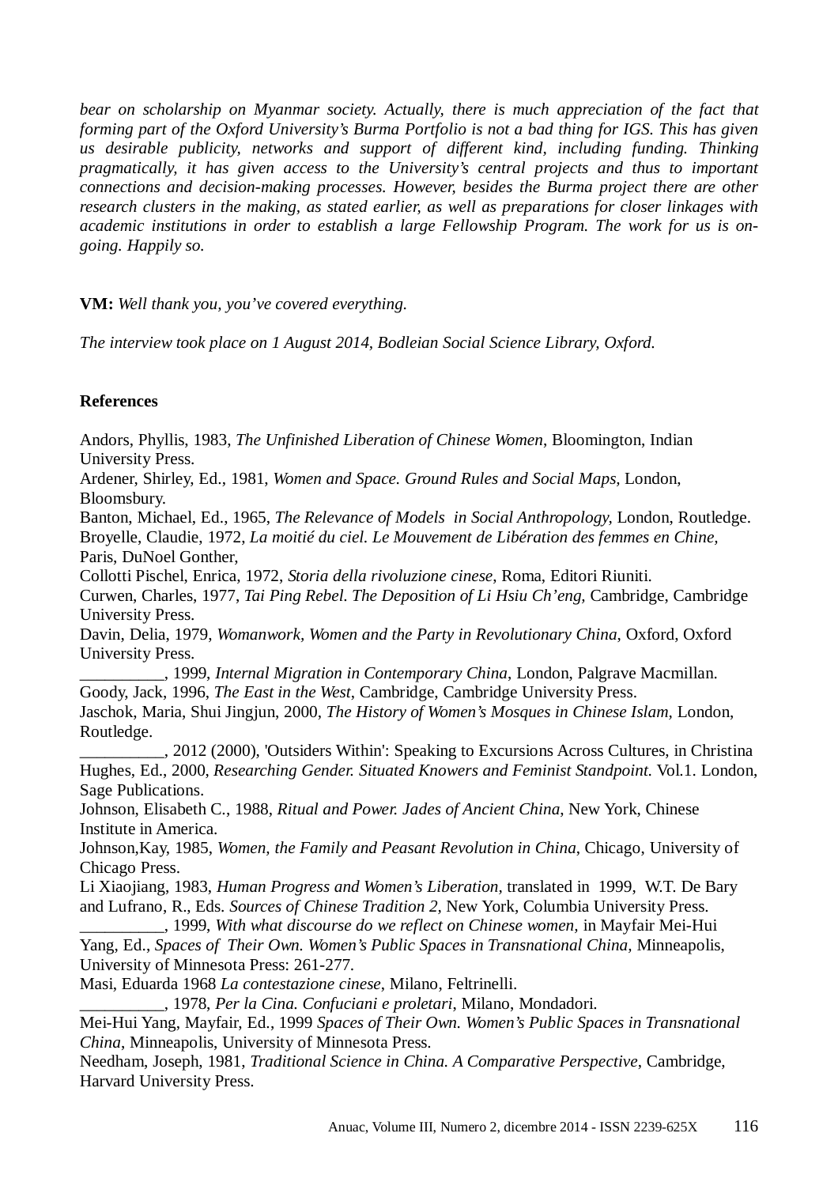*bear on scholarship on Myanmar society. Actually, there is much appreciation of the fact that forming part of the Oxford University's Burma Portfolio is not a bad thing for IGS. This has given us desirable publicity, networks and support of different kind, including funding. Thinking pragmatically, it has given access to the University's central projects and thus to important connections and decision-making processes. However, besides the Burma project there are other research clusters in the making, as stated earlier, as well as preparations for closer linkages with academic institutions in order to establish a large Fellowship Program. The work for us is on-going. Happily so.*

**VM:** *Well thank you, you've covered everything.*

*The interview took place on 1 August 2014, Bodleian Social Science Library, Oxford.*

**References**

Andors, Phyllis, 1983, *The Unfinished Liberation of Chinese Women*, Bloomington, Indian University Press.
Ardener, Shirley, Ed., 1981, *Women and Space. Ground Rules and Social Maps*, London, Bloomsbury.
Banton, Michael, Ed., 1965, *The Relevance of Models in Social Anthropology*, London, Routledge.
Broyelle, Claudie, 1972, *La moitié du ciel. Le Mouvement de Libération des femmes en Chine*, Paris, DuNoel Gonther,
Collotti Pischel, Enrica, 1972, *Storia della rivoluzione cinese*, Roma, Editori Riuniti.
Curwen, Charles, 1977, *Tai Ping Rebel. The Deposition of Li Hsiu Ch'eng*, Cambridge, Cambridge University Press.
Davin, Delia, 1979, *Womanwork, Women and the Party in Revolutionary China*, Oxford, Oxford University Press.
__________, 1999, *Internal Migration in Contemporary China*, London, Palgrave Macmillan.
Goody, Jack, 1996, *The East in the West*, Cambridge, Cambridge University Press.
Jaschok, Maria, Shui Jingjun, 2000, *The History of Women's Mosques in Chinese Islam*, London, Routledge.
__________, 2012 (2000), 'Outsiders Within': Speaking to Excursions Across Cultures, in Christina Hughes, Ed., 2000, *Researching Gender. Situated Knowers and Feminist Standpoint*. Vol.1. London, Sage Publications.
Johnson, Elisabeth C., 1988, *Ritual and Power. Jades of Ancient China*, New York, Chinese Institute in America.
Johnson,Kay, 1985, *Women, the Family and Peasant Revolution in China*, Chicago, University of Chicago Press.
Li Xiaojiang, 1983, *Human Progress and Women's Liberation*, translated in 1999, W.T. De Bary and Lufrano, R., Eds. *Sources of Chinese Tradition 2*, New York, Columbia University Press.
__________, 1999, *With what discourse do we reflect on Chinese women*, in Mayfair Mei-Hui Yang, Ed., *Spaces of Their Own. Women's Public Spaces in Transnational China*, Minneapolis, University of Minnesota Press: 261-277.
Masi, Eduarda 1968 *La contestazione cinese*, Milano, Feltrinelli.
__________, 1978, *Per la Cina. Confuciani e proletari*, Milano, Mondadori.
Mei-Hui Yang, Mayfair, Ed., 1999 *Spaces of Their Own. Women's Public Spaces in Transnational China*, Minneapolis, University of Minnesota Press.
Needham, Joseph, 1981, *Traditional Science in China. A Comparative Perspective*, Cambridge, Harvard University Press.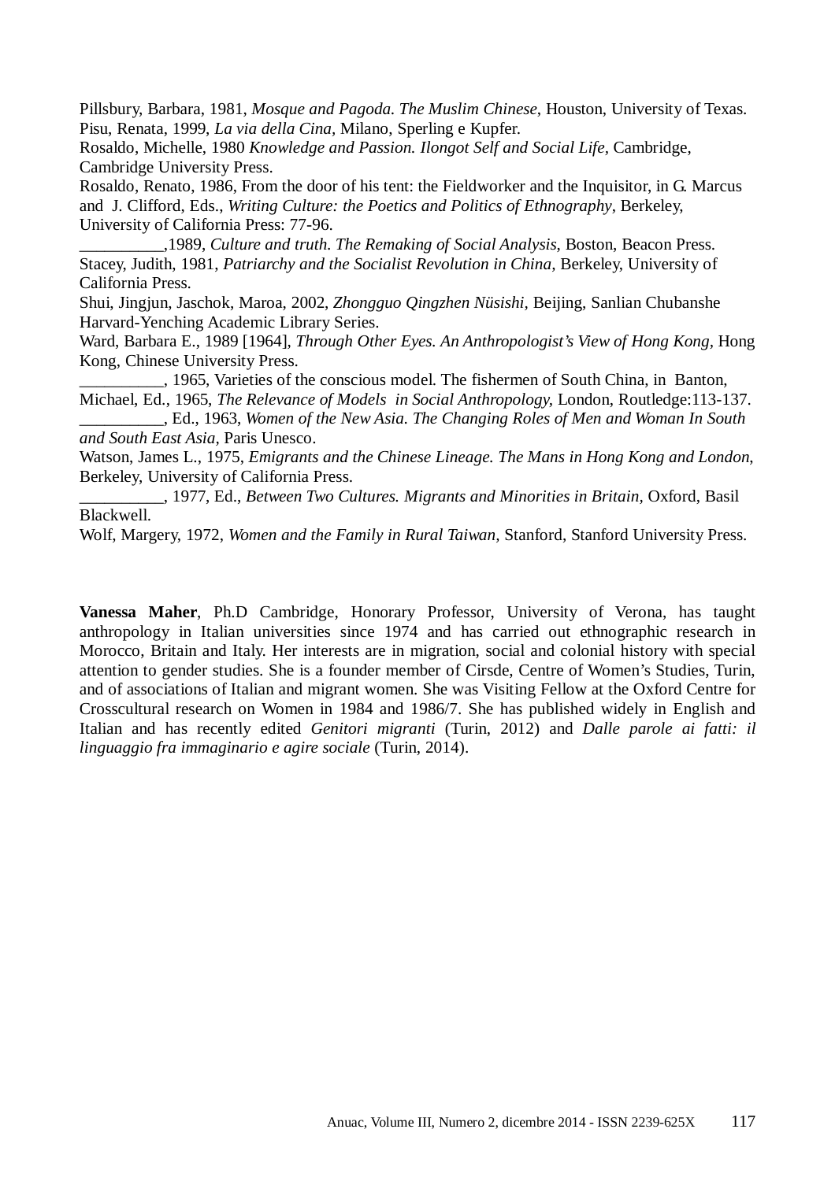Pillsbury, Barbara, 1981, *Mosque and Pagoda. The Muslim Chinese*, Houston, University of Texas.
Pisu, Renata, 1999, *La via della Cina,* Milano, Sperling e Kupfer.
Rosaldo, Michelle, 1980 *Knowledge and Passion. Ilongot Self and Social Life*, Cambridge, Cambridge University Press.
Rosaldo, Renato, 1986, From the door of his tent: the Fieldworker and the Inquisitor, in G. Marcus and J. Clifford, Eds., *Writing Culture: the Poetics and Politics of Ethnography*, Berkeley, University of California Press: 77-96.
__________,1989, *Culture and truth. The Remaking of Social Analysis*, Boston, Beacon Press.
Stacey, Judith, 1981, *Patriarchy and the Socialist Revolution in China,* Berkeley, University of California Press.
Shui, Jingjun, Jaschok, Maroa, 2002, *Zhongguo Qingzhen Nüsishi,* Beijing, Sanlian Chubanshe Harvard-Yenching Academic Library Series.
Ward, Barbara E., 1989 [1964], *Through Other Eyes. An Anthropologist's View of Hong Kong,* Hong Kong, Chinese University Press.
__________, 1965, Varieties of the conscious model. The fishermen of South China, in Banton, Michael, Ed., 1965, *The Relevance of Models in Social Anthropology,* London, Routledge:113-137.
__________, Ed., 1963, *Women of the New Asia. The Changing Roles of Men and Woman In South and South East Asia,* Paris Unesco.
Watson, James L., 1975, *Emigrants and the Chinese Lineage. The Mans in Hong Kong and London*, Berkeley, University of California Press.
__________, 1977, Ed., *Between Two Cultures. Migrants and Minorities in Britain,* Oxford, Basil Blackwell.
Wolf, Margery, 1972, *Women and the Family in Rural Taiwan,* Stanford, Stanford University Press.

**Vanessa Maher**, Ph.D Cambridge, Honorary Professor, University of Verona, has taught anthropology in Italian universities since 1974 and has carried out ethnographic research in Morocco, Britain and Italy. Her interests are in migration, social and colonial history with special attention to gender studies. She is a founder member of Cirsde, Centre of Women's Studies, Turin, and of associations of Italian and migrant women. She was Visiting Fellow at the Oxford Centre for Crosscultural research on Women in 1984 and 1986/7. She has published widely in English and Italian and has recently edited *Genitori migranti* (Turin, 2012) and *Dalle parole ai fatti: il linguaggio fra immaginario e agire sociale* (Turin, 2014).